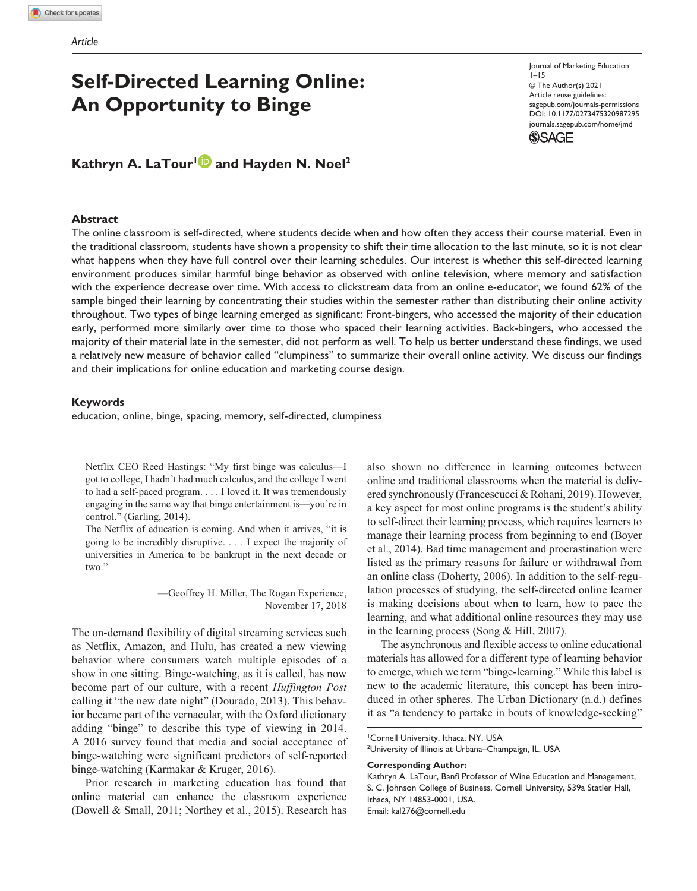Article

# Self-Directed Learning Online: An Opportunity to Binge

Journal of Marketing Education
1–15
© The Author(s) 2021
Article reuse guidelines:
sagepub.com/journals-permissions
DOI: 10.1177/0273475320987295
journals.sagepub.com/home/jmd

**Kathryn A. LaTour[1] and Hayden N. Noel[2]**

## Abstract

The online classroom is self-directed, where students decide when and how often they access their course material. Even in the traditional classroom, students have shown a propensity to shift their time allocation to the last minute, so it is not clear what happens when they have full control over their learning schedules. Our interest is whether this self-directed learning environment produces similar harmful binge behavior as observed with online television, where memory and satisfaction with the experience decrease over time. With access to clickstream data from an online e-educator, we found 62% of the sample binged their learning by concentrating their studies within the semester rather than distributing their online activity throughout. Two types of binge learning emerged as significant: Front-bingers, who accessed the majority of their education early, performed more similarly over time to those who spaced their learning activities. Back-bingers, who accessed the majority of their material late in the semester, did not perform as well. To help us better understand these findings, we used a relatively new measure of behavior called "clumpiness" to summarize their overall online activity. We discuss our findings and their implications for online education and marketing course design.

## Keywords

education, online, binge, spacing, memory, self-directed, clumpiness

> Netflix CEO Reed Hastings: "My first binge was calculus—I got to college, I hadn't had much calculus, and the college I went to had a self-paced program. . . . I loved it. It was tremendously engaging in the same way that binge entertainment is—you're in control." (Garling, 2014).
>
> The Netflix of education is coming. And when it arrives, "it is going to be incredibly disruptive. . . . I expect the majority of universities in America to be bankrupt in the next decade or two."
>
> —Geoffrey H. Miller, The Rogan Experience, November 17, 2018

The on-demand flexibility of digital streaming services such as Netflix, Amazon, and Hulu, has created a new viewing behavior where consumers watch multiple episodes of a show in one sitting. Binge-watching, as it is called, has now become part of our culture, with a recent *Huffington Post* calling it "the new date night" (Dourado, 2013). This behavior became part of the vernacular, with the Oxford dictionary adding "binge" to describe this type of viewing in 2014. A 2016 survey found that media and social acceptance of binge-watching were significant predictors of self-reported binge-watching (Karmakar & Kruger, 2016).

Prior research in marketing education has found that online material can enhance the classroom experience (Dowell & Small, 2011; Northey et al., 2015). Research has also shown no difference in learning outcomes between online and traditional classrooms when the material is delivered synchronously (Francescucci & Rohani, 2019). However, a key aspect for most online programs is the student's ability to self-direct their learning process, which requires learners to manage their learning process from beginning to end (Boyer et al., 2014). Bad time management and procrastination were listed as the primary reasons for failure or withdrawal from an online class (Doherty, 2006). In addition to the self-regulation processes of studying, the self-directed online learner is making decisions about when to learn, how to pace the learning, and what additional online resources they may use in the learning process (Song & Hill, 2007).

The asynchronous and flexible access to online educational materials has allowed for a different type of learning behavior to emerge, which we term "binge-learning." While this label is new to the academic literature, this concept has been introduced in other spheres. The Urban Dictionary (n.d.) defines it as "a tendency to partake in bouts of knowledge-seeking"

[1]Cornell University, Ithaca, NY, USA
[2]University of Illinois at Urbana–Champaign, IL, USA

**Corresponding Author:**
Kathryn A. LaTour, Banfi Professor of Wine Education and Management, S. C. Johnson College of Business, Cornell University, 539a Statler Hall, Ithaca, NY 14853-0001, USA.
Email: kal276@cornell.edu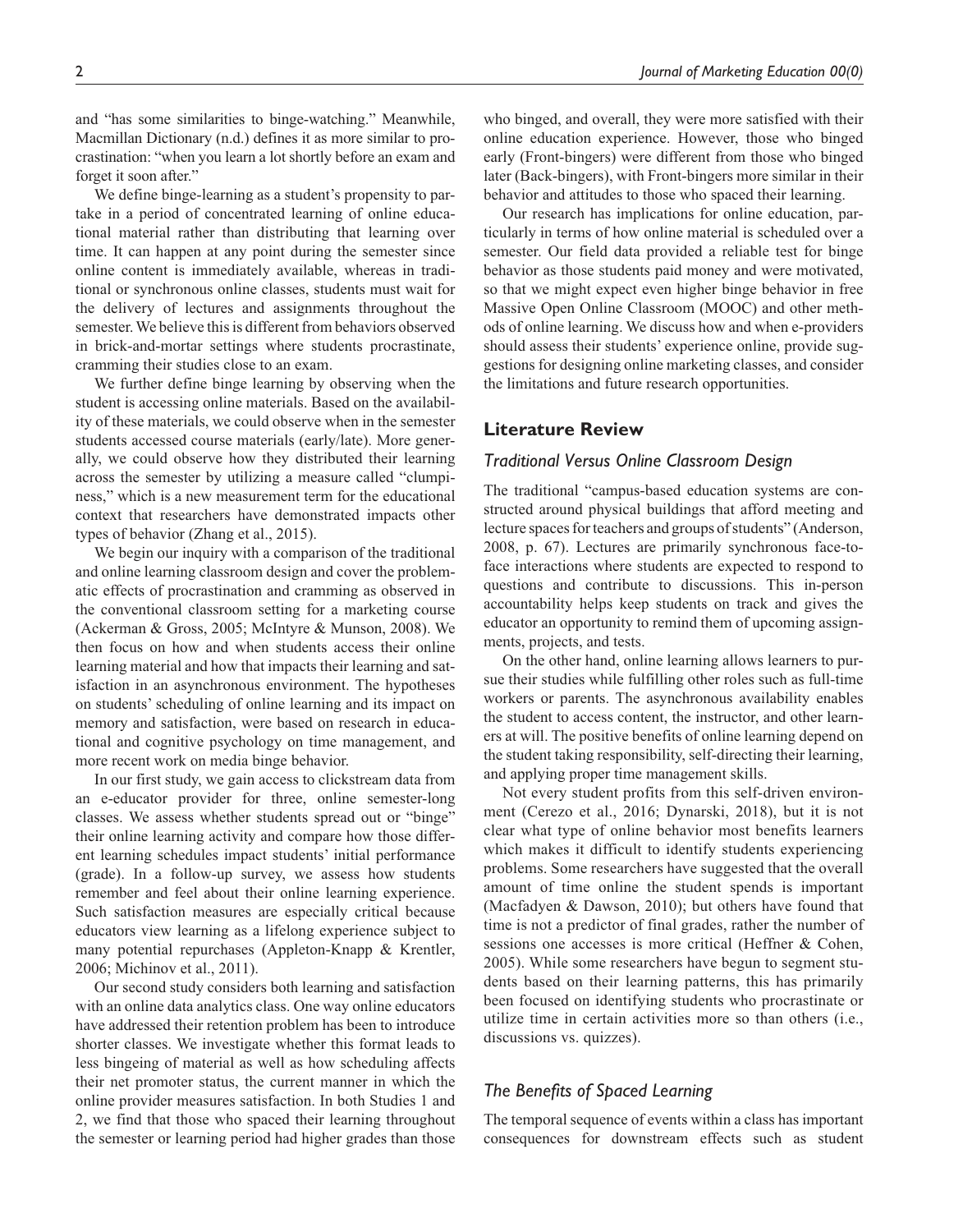and "has some similarities to binge-watching." Meanwhile, Macmillan Dictionary (n.d.) defines it as more similar to procrastination: "when you learn a lot shortly before an exam and forget it soon after."

We define binge-learning as a student's propensity to partake in a period of concentrated learning of online educational material rather than distributing that learning over time. It can happen at any point during the semester since online content is immediately available, whereas in traditional or synchronous online classes, students must wait for the delivery of lectures and assignments throughout the semester. We believe this is different from behaviors observed in brick-and-mortar settings where students procrastinate, cramming their studies close to an exam.

We further define binge learning by observing when the student is accessing online materials. Based on the availability of these materials, we could observe when in the semester students accessed course materials (early/late). More generally, we could observe how they distributed their learning across the semester by utilizing a measure called "clumpiness," which is a new measurement term for the educational context that researchers have demonstrated impacts other types of behavior (Zhang et al., 2015).

We begin our inquiry with a comparison of the traditional and online learning classroom design and cover the problematic effects of procrastination and cramming as observed in the conventional classroom setting for a marketing course (Ackerman & Gross, 2005; McIntyre & Munson, 2008). We then focus on how and when students access their online learning material and how that impacts their learning and satisfaction in an asynchronous environment. The hypotheses on students' scheduling of online learning and its impact on memory and satisfaction, were based on research in educational and cognitive psychology on time management, and more recent work on media binge behavior.

In our first study, we gain access to clickstream data from an e-educator provider for three, online semester-long classes. We assess whether students spread out or "binge" their online learning activity and compare how those different learning schedules impact students' initial performance (grade). In a follow-up survey, we assess how students remember and feel about their online learning experience. Such satisfaction measures are especially critical because educators view learning as a lifelong experience subject to many potential repurchases (Appleton-Knapp & Krentler, 2006; Michinov et al., 2011).

Our second study considers both learning and satisfaction with an online data analytics class. One way online educators have addressed their retention problem has been to introduce shorter classes. We investigate whether this format leads to less bingeing of material as well as how scheduling affects their net promoter status, the current manner in which the online provider measures satisfaction. In both Studies 1 and 2, we find that those who spaced their learning throughout the semester or learning period had higher grades than those who binged, and overall, they were more satisfied with their online education experience. However, those who binged early (Front-bingers) were different from those who binged later (Back-bingers), with Front-bingers more similar in their behavior and attitudes to those who spaced their learning.

Our research has implications for online education, particularly in terms of how online material is scheduled over a semester. Our field data provided a reliable test for binge behavior as those students paid money and were motivated, so that we might expect even higher binge behavior in free Massive Open Online Classroom (MOOC) and other methods of online learning. We discuss how and when e-providers should assess their students' experience online, provide suggestions for designing online marketing classes, and consider the limitations and future research opportunities.

## Literature Review

### *Traditional Versus Online Classroom Design*

The traditional "campus-based education systems are constructed around physical buildings that afford meeting and lecture spaces for teachers and groups of students" (Anderson, 2008, p. 67). Lectures are primarily synchronous face-to-face interactions where students are expected to respond to questions and contribute to discussions. This in-person accountability helps keep students on track and gives the educator an opportunity to remind them of upcoming assignments, projects, and tests.

On the other hand, online learning allows learners to pursue their studies while fulfilling other roles such as full-time workers or parents. The asynchronous availability enables the student to access content, the instructor, and other learners at will. The positive benefits of online learning depend on the student taking responsibility, self-directing their learning, and applying proper time management skills.

Not every student profits from this self-driven environment (Cerezo et al., 2016; Dynarski, 2018), but it is not clear what type of online behavior most benefits learners which makes it difficult to identify students experiencing problems. Some researchers have suggested that the overall amount of time online the student spends is important (Macfadyen & Dawson, 2010); but others have found that time is not a predictor of final grades, rather the number of sessions one accesses is more critical (Heffner & Cohen, 2005). While some researchers have begun to segment students based on their learning patterns, this has primarily been focused on identifying students who procrastinate or utilize time in certain activities more so than others (i.e., discussions vs. quizzes).

### *The Benefits of Spaced Learning*

The temporal sequence of events within a class has important consequences for downstream effects such as student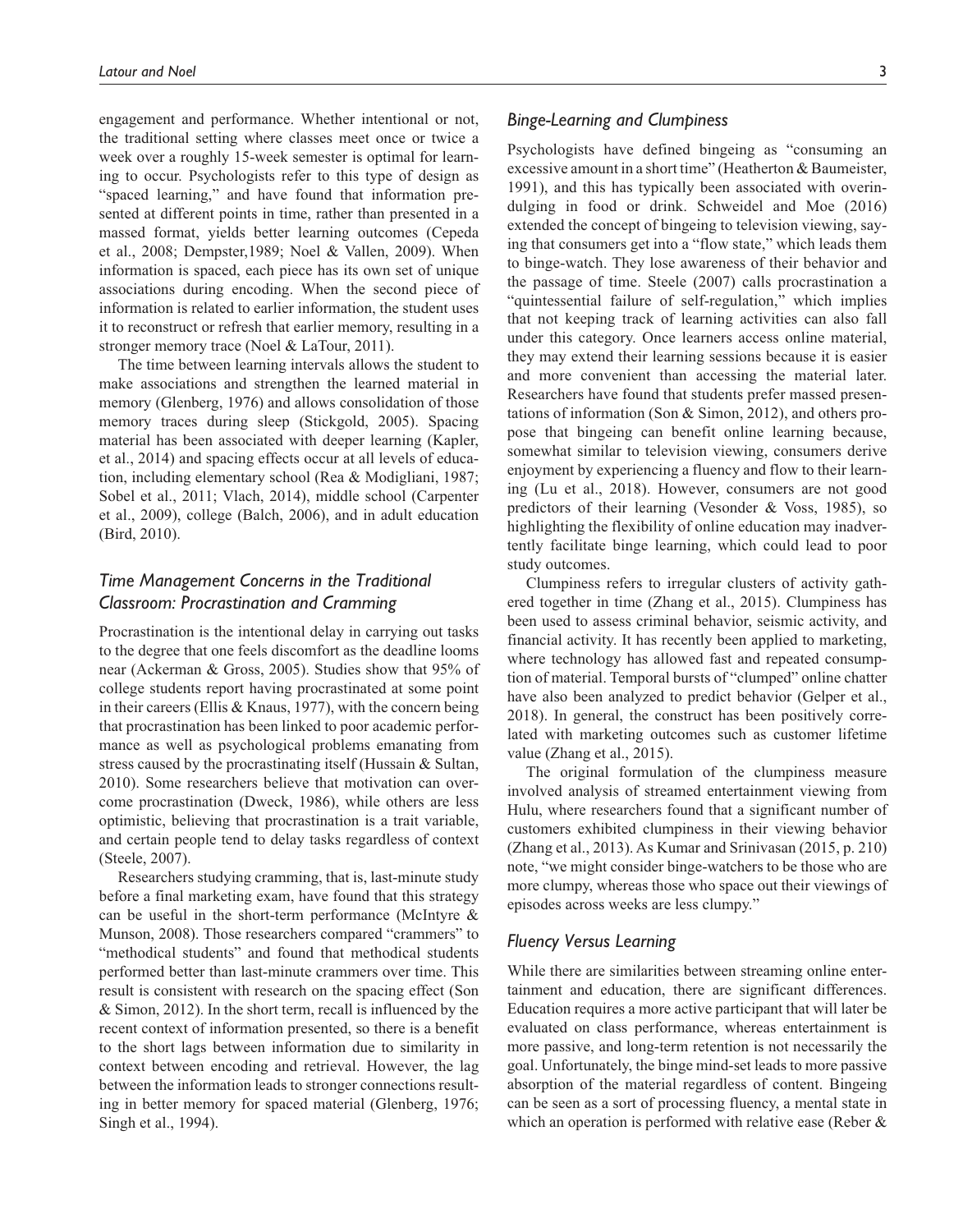engagement and performance. Whether intentional or not, the traditional setting where classes meet once or twice a week over a roughly 15-week semester is optimal for learning to occur. Psychologists refer to this type of design as "spaced learning," and have found that information presented at different points in time, rather than presented in a massed format, yields better learning outcomes (Cepeda et al., 2008; Dempster,1989; Noel & Vallen, 2009). When information is spaced, each piece has its own set of unique associations during encoding. When the second piece of information is related to earlier information, the student uses it to reconstruct or refresh that earlier memory, resulting in a stronger memory trace (Noel & LaTour, 2011).

The time between learning intervals allows the student to make associations and strengthen the learned material in memory (Glenberg, 1976) and allows consolidation of those memory traces during sleep (Stickgold, 2005). Spacing material has been associated with deeper learning (Kapler, et al., 2014) and spacing effects occur at all levels of education, including elementary school (Rea & Modigliani, 1987; Sobel et al., 2011; Vlach, 2014), middle school (Carpenter et al., 2009), college (Balch, 2006), and in adult education (Bird, 2010).

## *Time Management Concerns in the Traditional Classroom: Procrastination and Cramming*

Procrastination is the intentional delay in carrying out tasks to the degree that one feels discomfort as the deadline looms near (Ackerman & Gross, 2005). Studies show that 95% of college students report having procrastinated at some point in their careers (Ellis & Knaus, 1977), with the concern being that procrastination has been linked to poor academic performance as well as psychological problems emanating from stress caused by the procrastinating itself (Hussain & Sultan, 2010). Some researchers believe that motivation can overcome procrastination (Dweck, 1986), while others are less optimistic, believing that procrastination is a trait variable, and certain people tend to delay tasks regardless of context (Steele, 2007).

Researchers studying cramming, that is, last-minute study before a final marketing exam, have found that this strategy can be useful in the short-term performance (McIntyre & Munson, 2008). Those researchers compared "crammers" to "methodical students" and found that methodical students performed better than last-minute crammers over time. This result is consistent with research on the spacing effect (Son & Simon, 2012). In the short term, recall is influenced by the recent context of information presented, so there is a benefit to the short lags between information due to similarity in context between encoding and retrieval. However, the lag between the information leads to stronger connections resulting in better memory for spaced material (Glenberg, 1976; Singh et al., 1994).

## *Binge-Learning and Clumpiness*

Psychologists have defined bingeing as "consuming an excessive amount in a short time" (Heatherton & Baumeister, 1991), and this has typically been associated with overindulging in food or drink. Schweidel and Moe (2016) extended the concept of bingeing to television viewing, saying that consumers get into a "flow state," which leads them to binge-watch. They lose awareness of their behavior and the passage of time. Steele (2007) calls procrastination a "quintessential failure of self-regulation," which implies that not keeping track of learning activities can also fall under this category. Once learners access online material, they may extend their learning sessions because it is easier and more convenient than accessing the material later. Researchers have found that students prefer massed presentations of information (Son & Simon, 2012), and others propose that bingeing can benefit online learning because, somewhat similar to television viewing, consumers derive enjoyment by experiencing a fluency and flow to their learning (Lu et al., 2018). However, consumers are not good predictors of their learning (Vesonder & Voss, 1985), so highlighting the flexibility of online education may inadvertently facilitate binge learning, which could lead to poor study outcomes.

Clumpiness refers to irregular clusters of activity gathered together in time (Zhang et al., 2015). Clumpiness has been used to assess criminal behavior, seismic activity, and financial activity. It has recently been applied to marketing, where technology has allowed fast and repeated consumption of material. Temporal bursts of "clumped" online chatter have also been analyzed to predict behavior (Gelper et al., 2018). In general, the construct has been positively correlated with marketing outcomes such as customer lifetime value (Zhang et al., 2015).

The original formulation of the clumpiness measure involved analysis of streamed entertainment viewing from Hulu, where researchers found that a significant number of customers exhibited clumpiness in their viewing behavior (Zhang et al., 2013). As Kumar and Srinivasan (2015, p. 210) note, "we might consider binge-watchers to be those who are more clumpy, whereas those who space out their viewings of episodes across weeks are less clumpy."

## *Fluency Versus Learning*

While there are similarities between streaming online entertainment and education, there are significant differences. Education requires a more active participant that will later be evaluated on class performance, whereas entertainment is more passive, and long-term retention is not necessarily the goal. Unfortunately, the binge mind-set leads to more passive absorption of the material regardless of content. Bingeing can be seen as a sort of processing fluency, a mental state in which an operation is performed with relative ease (Reber &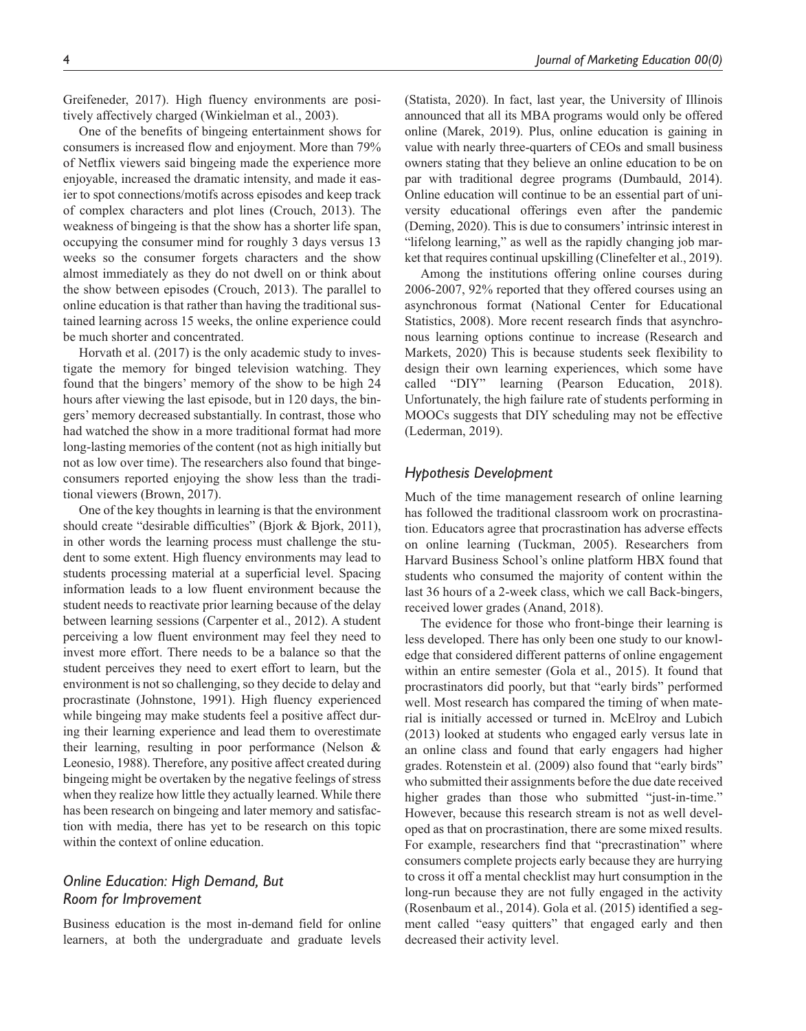Greifeneder, 2017). High fluency environments are positively affectively charged (Winkielman et al., 2003).

One of the benefits of bingeing entertainment shows for consumers is increased flow and enjoyment. More than 79% of Netflix viewers said bingeing made the experience more enjoyable, increased the dramatic intensity, and made it easier to spot connections/motifs across episodes and keep track of complex characters and plot lines (Crouch, 2013). The weakness of bingeing is that the show has a shorter life span, occupying the consumer mind for roughly 3 days versus 13 weeks so the consumer forgets characters and the show almost immediately as they do not dwell on or think about the show between episodes (Crouch, 2013). The parallel to online education is that rather than having the traditional sustained learning across 15 weeks, the online experience could be much shorter and concentrated.

Horvath et al. (2017) is the only academic study to investigate the memory for binged television watching. They found that the bingers' memory of the show to be high 24 hours after viewing the last episode, but in 120 days, the bingers' memory decreased substantially. In contrast, those who had watched the show in a more traditional format had more long-lasting memories of the content (not as high initially but not as low over time). The researchers also found that binge-consumers reported enjoying the show less than the traditional viewers (Brown, 2017).

One of the key thoughts in learning is that the environment should create "desirable difficulties" (Bjork & Bjork, 2011), in other words the learning process must challenge the student to some extent. High fluency environments may lead to students processing material at a superficial level. Spacing information leads to a low fluent environment because the student needs to reactivate prior learning because of the delay between learning sessions (Carpenter et al., 2012). A student perceiving a low fluent environment may feel they need to invest more effort. There needs to be a balance so that the student perceives they need to exert effort to learn, but the environment is not so challenging, so they decide to delay and procrastinate (Johnstone, 1991). High fluency experienced while bingeing may make students feel a positive affect during their learning experience and lead them to overestimate their learning, resulting in poor performance (Nelson & Leonesio, 1988). Therefore, any positive affect created during bingeing might be overtaken by the negative feelings of stress when they realize how little they actually learned. While there has been research on bingeing and later memory and satisfaction with media, there has yet to be research on this topic within the context of online education.

## *Online Education: High Demand, But Room for Improvement*

Business education is the most in-demand field for online learners, at both the undergraduate and graduate levels (Statista, 2020). In fact, last year, the University of Illinois announced that all its MBA programs would only be offered online (Marek, 2019). Plus, online education is gaining in value with nearly three-quarters of CEOs and small business owners stating that they believe an online education to be on par with traditional degree programs (Dumbauld, 2014). Online education will continue to be an essential part of university educational offerings even after the pandemic (Deming, 2020). This is due to consumers' intrinsic interest in "lifelong learning," as well as the rapidly changing job market that requires continual upskilling (Clinefelter et al., 2019).

Among the institutions offering online courses during 2006-2007, 92% reported that they offered courses using an asynchronous format (National Center for Educational Statistics, 2008). More recent research finds that asynchronous learning options continue to increase (Research and Markets, 2020) This is because students seek flexibility to design their own learning experiences, which some have called "DIY" learning (Pearson Education, 2018). Unfortunately, the high failure rate of students performing in MOOCs suggests that DIY scheduling may not be effective (Lederman, 2019).

## *Hypothesis Development*

Much of the time management research of online learning has followed the traditional classroom work on procrastination. Educators agree that procrastination has adverse effects on online learning (Tuckman, 2005). Researchers from Harvard Business School's online platform HBX found that students who consumed the majority of content within the last 36 hours of a 2-week class, which we call Back-bingers, received lower grades (Anand, 2018).

The evidence for those who front-binge their learning is less developed. There has only been one study to our knowledge that considered different patterns of online engagement within an entire semester (Gola et al., 2015). It found that procrastinators did poorly, but that "early birds" performed well. Most research has compared the timing of when material is initially accessed or turned in. McElroy and Lubich (2013) looked at students who engaged early versus late in an online class and found that early engagers had higher grades. Rotenstein et al. (2009) also found that "early birds" who submitted their assignments before the due date received higher grades than those who submitted "just-in-time." However, because this research stream is not as well developed as that on procrastination, there are some mixed results. For example, researchers find that "precrastination" where consumers complete projects early because they are hurrying to cross it off a mental checklist may hurt consumption in the long-run because they are not fully engaged in the activity (Rosenbaum et al., 2014). Gola et al. (2015) identified a segment called "easy quitters" that engaged early and then decreased their activity level.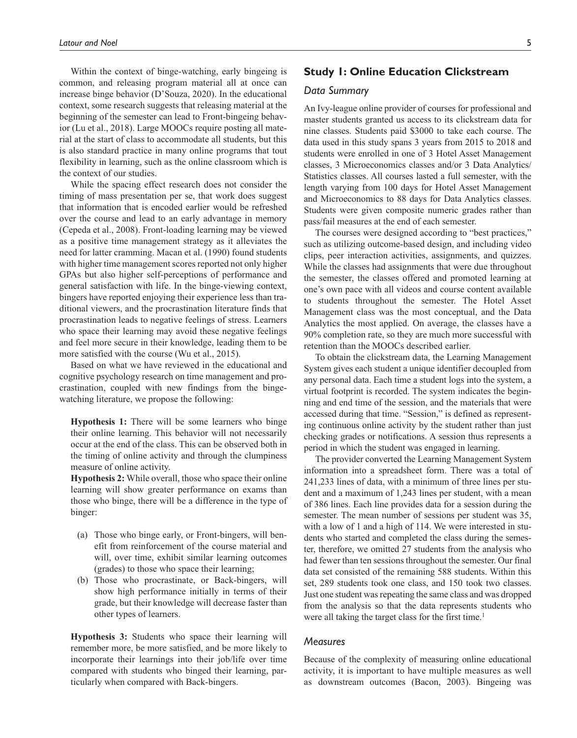Within the context of binge-watching, early bingeing is common, and releasing program material all at once can increase binge behavior (D'Souza, 2020). In the educational context, some research suggests that releasing material at the beginning of the semester can lead to Front-bingeing behavior (Lu et al., 2018). Large MOOCs require posting all material at the start of class to accommodate all students, but this is also standard practice in many online programs that tout flexibility in learning, such as the online classroom which is the context of our studies.

While the spacing effect research does not consider the timing of mass presentation per se, that work does suggest that information that is encoded earlier would be refreshed over the course and lead to an early advantage in memory (Cepeda et al., 2008). Front-loading learning may be viewed as a positive time management strategy as it alleviates the need for latter cramming. Macan et al. (1990) found students with higher time management scores reported not only higher GPAs but also higher self-perceptions of performance and general satisfaction with life. In the binge-viewing context, bingers have reported enjoying their experience less than traditional viewers, and the procrastination literature finds that procrastination leads to negative feelings of stress. Learners who space their learning may avoid these negative feelings and feel more secure in their knowledge, leading them to be more satisfied with the course (Wu et al., 2015).

Based on what we have reviewed in the educational and cognitive psychology research on time management and procrastination, coupled with new findings from the binge-watching literature, we propose the following:

**Hypothesis 1:** There will be some learners who binge their online learning. This behavior will not necessarily occur at the end of the class. This can be observed both in the timing of online activity and through the clumpiness measure of online activity.

**Hypothesis 2:** While overall, those who space their online learning will show greater performance on exams than those who binge, there will be a difference in the type of binger:

(a) Those who binge early, or Front-bingers, will benefit from reinforcement of the course material and will, over time, exhibit similar learning outcomes (grades) to those who space their learning;

(b) Those who procrastinate, or Back-bingers, will show high performance initially in terms of their grade, but their knowledge will decrease faster than other types of learners.

**Hypothesis 3:** Students who space their learning will remember more, be more satisfied, and be more likely to incorporate their learnings into their job/life over time compared with students who binged their learning, particularly when compared with Back-bingers.

## Study 1: Online Education Clickstream

### *Data Summary*

An Ivy-league online provider of courses for professional and master students granted us access to its clickstream data for nine classes. Students paid $3000 to take each course. The data used in this study spans 3 years from 2015 to 2018 and students were enrolled in one of 3 Hotel Asset Management classes, 3 Microeconomics classes and/or 3 Data Analytics/Statistics classes. All courses lasted a full semester, with the length varying from 100 days for Hotel Asset Management and Microeconomics to 88 days for Data Analytics classes. Students were given composite numeric grades rather than pass/fail measures at the end of each semester.

The courses were designed according to "best practices," such as utilizing outcome-based design, and including video clips, peer interaction activities, assignments, and quizzes. While the classes had assignments that were due throughout the semester, the classes offered and promoted learning at one's own pace with all videos and course content available to students throughout the semester. The Hotel Asset Management class was the most conceptual, and the Data Analytics the most applied. On average, the classes have a 90% completion rate, so they are much more successful with retention than the MOOCs described earlier.

To obtain the clickstream data, the Learning Management System gives each student a unique identifier decoupled from any personal data. Each time a student logs into the system, a virtual footprint is recorded. The system indicates the beginning and end time of the session, and the materials that were accessed during that time. "Session," is defined as representing continuous online activity by the student rather than just checking grades or notifications. A session thus represents a period in which the student was engaged in learning.

The provider converted the Learning Management System information into a spreadsheet form. There was a total of 241,233 lines of data, with a minimum of three lines per student and a maximum of 1,243 lines per student, with a mean of 386 lines. Each line provides data for a session during the semester. The mean number of sessions per student was 35, with a low of 1 and a high of 114. We were interested in students who started and completed the class during the semester, therefore, we omitted 27 students from the analysis who had fewer than ten sessions throughout the semester. Our final data set consisted of the remaining 588 students. Within this set, 289 students took one class, and 150 took two classes. Just one student was repeating the same class and was dropped from the analysis so that the data represents students who were all taking the target class for the first time.[1]

### *Measures*

Because of the complexity of measuring online educational activity, it is important to have multiple measures as well as downstream outcomes (Bacon, 2003). Bingeing was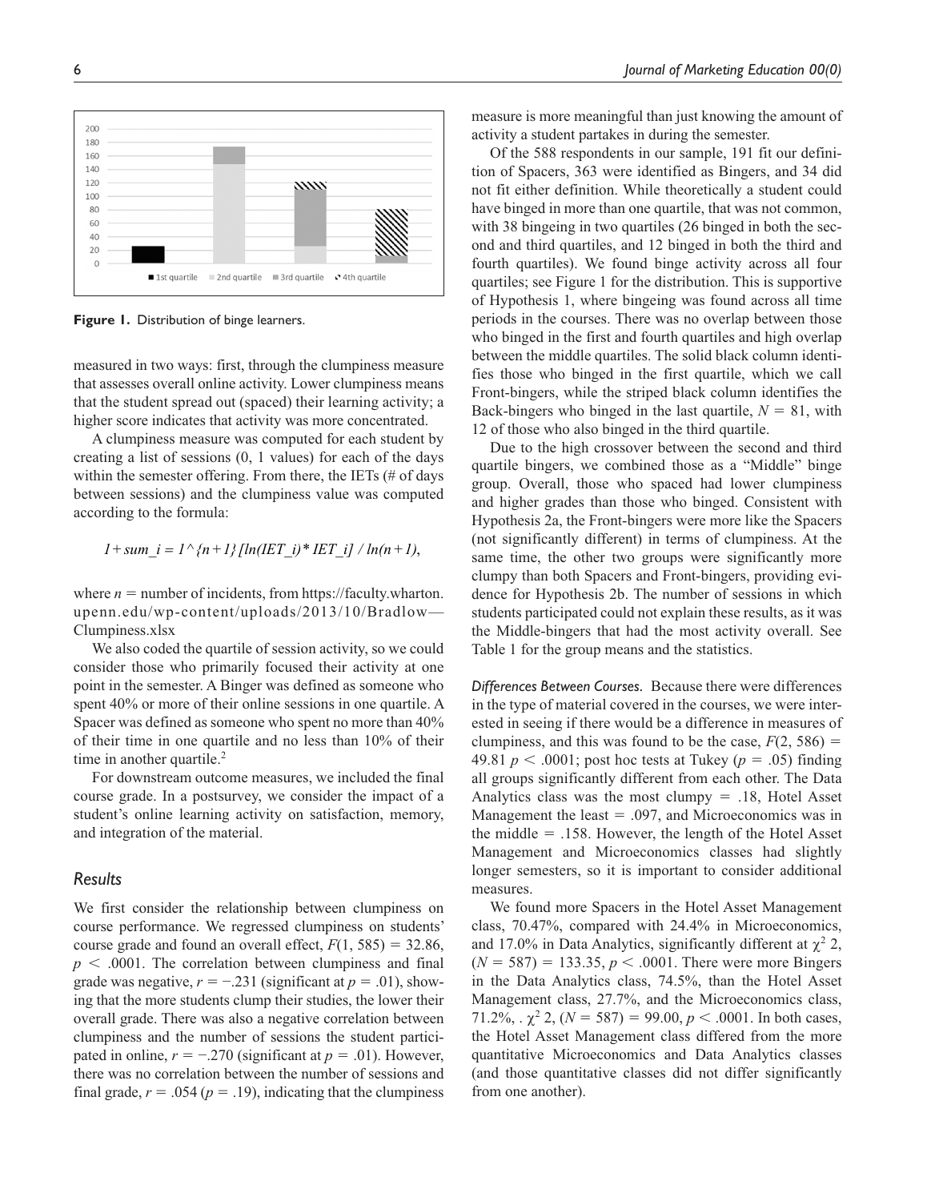Figure 1. Distribution of binge learners.

measured in two ways: first, through the clumpiness measure that assesses overall online activity. Lower clumpiness means that the student spread out (spaced) their learning activity; a higher score indicates that activity was more concentrated.

A clumpiness measure was computed for each student by creating a list of sessions (0, 1 values) for each of the days within the semester offering. From there, the IETs (# of days between sessions) and the clumpiness value was computed according to the formula:

$$1 + sum\_i = 1\hat{}\{n+1\}\,[ln(IET\_i) * IET\_i] \;/\; ln(n+1),$$

where $n$ = number of incidents, from https://faculty.wharton.upenn.edu/wp-content/uploads/2013/10/Bradlow—Clumpiness.xlsx

We also coded the quartile of session activity, so we could consider those who primarily focused their activity at one point in the semester. A Binger was defined as someone who spent 40% or more of their online sessions in one quartile. A Spacer was defined as someone who spent no more than 40% of their time in one quartile and no less than 10% of their time in another quartile.[2]

For downstream outcome measures, we included the final course grade. In a postsurvey, we consider the impact of a student's online learning activity on satisfaction, memory, and integration of the material.

### Results

We first consider the relationship between clumpiness on course performance. We regressed clumpiness on students' course grade and found an overall effect, $F(1, 585) = 32.86$, $p < .0001$. The correlation between clumpiness and final grade was negative, $r = -.231$ (significant at $p = .01$), showing that the more students clump their studies, the lower their overall grade. There was also a negative correlation between clumpiness and the number of sessions the student participated in online, $r = -.270$ (significant at $p = .01$). However, there was no correlation between the number of sessions and final grade, $r = .054$ ($p = .19$), indicating that the clumpiness measure is more meaningful than just knowing the amount of activity a student partakes in during the semester.

Of the 588 respondents in our sample, 191 fit our definition of Spacers, 363 were identified as Bingers, and 34 did not fit either definition. While theoretically a student could have binged in more than one quartile, that was not common, with 38 bingeing in two quartiles (26 binged in both the second and third quartiles, and 12 binged in both the third and fourth quartiles). We found binge activity across all four quartiles; see Figure 1 for the distribution. This is supportive of Hypothesis 1, where bingeing was found across all time periods in the courses. There was no overlap between those who binged in the first and fourth quartiles and high overlap between the middle quartiles. The solid black column identifies those who binged in the first quartile, which we call Front-bingers, while the striped black column identifies the Back-bingers who binged in the last quartile, $N = 81$, with 12 of those who also binged in the third quartile.

Due to the high crossover between the second and third quartile bingers, we combined those as a "Middle" binge group. Overall, those who spaced had lower clumpiness and higher grades than those who binged. Consistent with Hypothesis 2a, the Front-bingers were more like the Spacers (not significantly different) in terms of clumpiness. At the same time, the other two groups were significantly more clumpy than both Spacers and Front-bingers, providing evidence for Hypothesis 2b. The number of sessions in which students participated could not explain these results, as it was the Middle-bingers that had the most activity overall. See Table 1 for the group means and the statistics.

*Differences Between Courses.* Because there were differences in the type of material covered in the courses, we were interested in seeing if there would be a difference in measures of clumpiness, and this was found to be the case, $F(2, 586) = 49.81$ $p < .0001$; post hoc tests at Tukey ($p = .05$) finding all groups significantly different from each other. The Data Analytics class was the most clumpy = .18, Hotel Asset Management the least = .097, and Microeconomics was in the middle = .158. However, the length of the Hotel Asset Management and Microeconomics classes had slightly longer semesters, so it is important to consider additional measures.

We found more Spacers in the Hotel Asset Management class, 70.47%, compared with 24.4% in Microeconomics, and 17.0% in Data Analytics, significantly different at $\chi^2$ 2, ($N = 587$) = 133.35, $p < .0001$. There were more Bingers in the Data Analytics class, 74.5%, than the Hotel Asset Management class, 27.7%, and the Microeconomics class, 71.2%, . $\chi^2$ 2, ($N = 587$) = 99.00, $p < .0001$. In both cases, the Hotel Asset Management class differed from the more quantitative Microeconomics and Data Analytics classes (and those quantitative classes did not differ significantly from one another).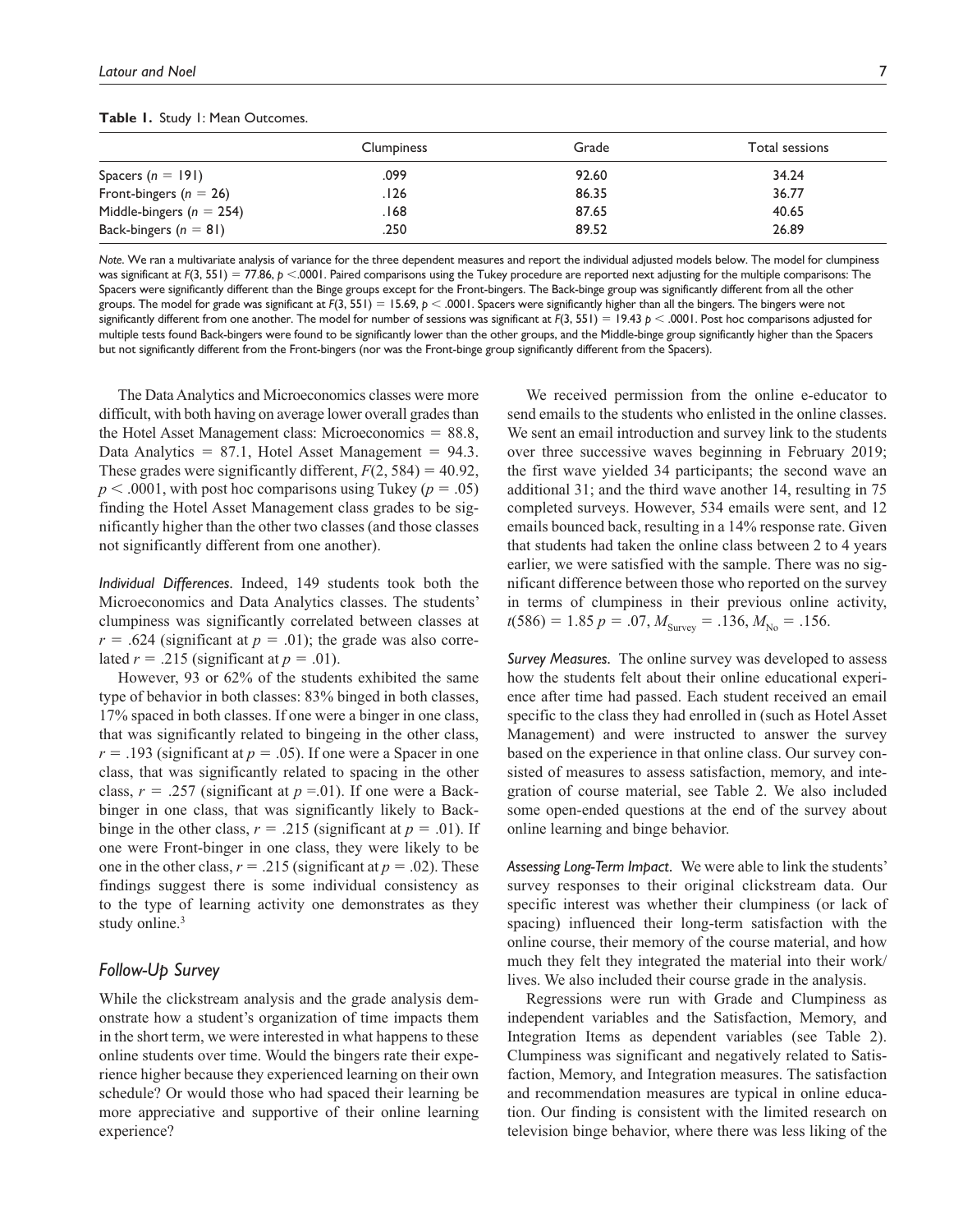**Table 1.** Study 1: Mean Outcomes.

| | Clumpiness | Grade | Total sessions |
|---|---|---|---|
| Spacers ($n = 191$) | .099 | 92.60 | 34.24 |
| Front-bingers ($n = 26$) | .126 | 86.35 | 36.77 |
| Middle-bingers ($n = 254$) | .168 | 87.65 | 40.65 |
| Back-bingers ($n = 81$) | .250 | 89.52 | 26.89 |

*Note.* We ran a multivariate analysis of variance for the three dependent measures and report the individual adjusted models below. The model for clumpiness was significant at $F(3, 551) = 77.86$, $p < .0001$. Paired comparisons using the Tukey procedure are reported next adjusting for the multiple comparisons: The Spacers were significantly different than the Binge groups except for the Front-bingers. The Back-binge group was significantly different from all the other groups. The model for grade was significant at $F(3, 551) = 15.69$, $p < .0001$. Spacers were significantly higher than all the bingers. The bingers were not significantly different from one another. The model for number of sessions was significant at $F(3, 551) = 19.43$ $p < .0001$. Post hoc comparisons adjusted for multiple tests found Back-bingers were found to be significantly lower than the other groups, and the Middle-binge group significantly higher than the Spacers but not significantly different from the Front-bingers (nor was the Front-binge group significantly different from the Spacers).

The Data Analytics and Microeconomics classes were more difficult, with both having on average lower overall grades than the Hotel Asset Management class: Microeconomics = 88.8, Data Analytics = 87.1, Hotel Asset Management = 94.3. These grades were significantly different, $F(2, 584) = 40.92$, $p < .0001$, with post hoc comparisons using Tukey ($p = .05$) finding the Hotel Asset Management class grades to be significantly higher than the other two classes (and those classes not significantly different from one another).

*Individual Differences.* Indeed, 149 students took both the Microeconomics and Data Analytics classes. The students' clumpiness was significantly correlated between classes at $r = .624$ (significant at $p = .01$); the grade was also correlated $r = .215$ (significant at $p = .01$).

However, 93 or 62% of the students exhibited the same type of behavior in both classes: 83% binged in both classes, 17% spaced in both classes. If one were a binger in one class, that was significantly related to bingeing in the other class, $r = .193$ (significant at $p = .05$). If one were a Spacer in one class, that was significantly related to spacing in the other class, $r = .257$ (significant at $p = .01$). If one were a Back-binger in one class, that was significantly likely to Back-binge in the other class, $r = .215$ (significant at $p = .01$). If one were Front-binger in one class, they were likely to be one in the other class, $r = .215$ (significant at $p = .02$). These findings suggest there is some individual consistency as to the type of learning activity one demonstrates as they study online.[3]

## Follow-Up Survey

While the clickstream analysis and the grade analysis demonstrate how a student's organization of time impacts them in the short term, we were interested in what happens to these online students over time. Would the bingers rate their experience higher because they experienced learning on their own schedule? Or would those who had spaced their learning be more appreciative and supportive of their online learning experience?

We received permission from the online e-educator to send emails to the students who enlisted in the online classes. We sent an email introduction and survey link to the students over three successive waves beginning in February 2019; the first wave yielded 34 participants; the second wave an additional 31; and the third wave another 14, resulting in 75 completed surveys. However, 534 emails were sent, and 12 emails bounced back, resulting in a 14% response rate. Given that students had taken the online class between 2 to 4 years earlier, we were satisfied with the sample. There was no significant difference between those who reported on the survey in terms of clumpiness in their previous online activity, $t(586) = 1.85$ $p = .07$, $M_{\text{Survey}} = .136$, $M_{\text{No}} = .156$.

*Survey Measures.* The online survey was developed to assess how the students felt about their online educational experience after time had passed. Each student received an email specific to the class they had enrolled in (such as Hotel Asset Management) and were instructed to answer the survey based on the experience in that online class. Our survey consisted of measures to assess satisfaction, memory, and integration of course material, see Table 2. We also included some open-ended questions at the end of the survey about online learning and binge behavior.

*Assessing Long-Term Impact.* We were able to link the students' survey responses to their original clickstream data. Our specific interest was whether their clumpiness (or lack of spacing) influenced their long-term satisfaction with the online course, their memory of the course material, and how much they felt they integrated the material into their work/lives. We also included their course grade in the analysis.

Regressions were run with Grade and Clumpiness as independent variables and the Satisfaction, Memory, and Integration Items as dependent variables (see Table 2). Clumpiness was significant and negatively related to Satisfaction, Memory, and Integration measures. The satisfaction and recommendation measures are typical in online education. Our finding is consistent with the limited research on television binge behavior, where there was less liking of the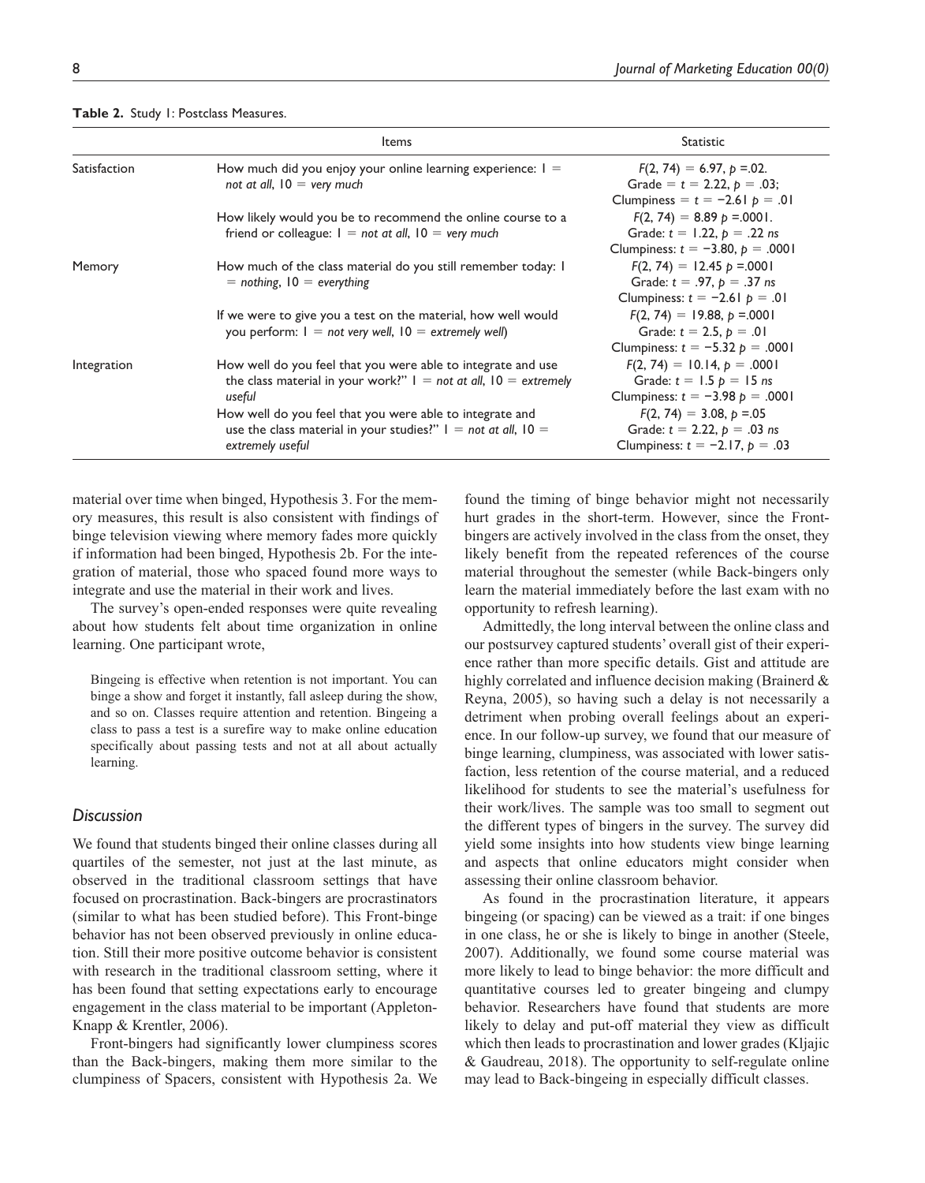**Table 2.** Study 1: Postclass Measures.

| | Items | Statistic |
|---|---|---|
| Satisfaction | How much did you enjoy your online learning experience: 1 = *not at all*, 10 = *very much* | $F(2, 74) = 6.97$, $p$ =.02. Grade = $t = 2.22$, $p = .03$; Clumpiness = $t = -2.61$ $p = .01$ |
| | How likely would you be to recommend the online course to a friend or colleague: 1 = *not at all*, 10 = *very much* | $F(2, 74) = 8.89$ $p$ =.0001. Grade: $t = 1.22$, $p = .22$ *ns* Clumpiness: $t = -3.80$, $p = .0001$ |
| Memory | How much of the class material do you still remember today: 1 = *nothing*, 10 = *everything* | $F(2, 74) = 12.45$ $p$ =.0001 Grade: $t = .97$, $p = .37$ *ns* Clumpiness: $t = -2.61$ $p = .01$ |
| | If we were to give you a test on the material, how well would you perform: 1 = *not very well*, 10 = *extremely well*) | $F(2, 74) = 19.88$, $p$ =.0001 Grade: $t = 2.5$, $p = .01$ Clumpiness: $t = -5.32$ $p = .0001$ |
| Integration | How well do you feel that you were able to integrate and use the class material in your work?" 1 = *not at all*, 10 = *extremely useful* | $F(2, 74) = 10.14$, $p = .0001$ Grade: $t = 1.5$ $p = 15$ *ns* Clumpiness: $t = -3.98$ $p = .0001$ |
| | How well do you feel that you were able to integrate and use the class material in your studies?" 1 = *not at all*, 10 = *extremely useful* | $F(2, 74) = 3.08$, $p$ =.05 Grade: $t = 2.22$, $p = .03$ *ns* Clumpiness: $t = -2.17$, $p = .03$ |

material over time when binged, Hypothesis 3. For the memory measures, this result is also consistent with findings of binge television viewing where memory fades more quickly if information had been binged, Hypothesis 2b. For the integration of material, those who spaced found more ways to integrate and use the material in their work and lives.

The survey's open-ended responses were quite revealing about how students felt about time organization in online learning. One participant wrote,

> Bingeing is effective when retention is not important. You can binge a show and forget it instantly, fall asleep during the show, and so on. Classes require attention and retention. Bingeing a class to pass a test is a surefire way to make online education specifically about passing tests and not at all about actually learning.

## *Discussion*

We found that students binged their online classes during all quartiles of the semester, not just at the last minute, as observed in the traditional classroom settings that have focused on procrastination. Back-bingers are procrastinators (similar to what has been studied before). This Front-binge behavior has not been observed previously in online education. Still their more positive outcome behavior is consistent with research in the traditional classroom setting, where it has been found that setting expectations early to encourage engagement in the class material to be important (Appleton-Knapp & Krentler, 2006).

Front-bingers had significantly lower clumpiness scores than the Back-bingers, making them more similar to the clumpiness of Spacers, consistent with Hypothesis 2a. We found the timing of binge behavior might not necessarily hurt grades in the short-term. However, since the Front-bingers are actively involved in the class from the onset, they likely benefit from the repeated references of the course material throughout the semester (while Back-bingers only learn the material immediately before the last exam with no opportunity to refresh learning).

Admittedly, the long interval between the online class and our postsurvey captured students' overall gist of their experience rather than more specific details. Gist and attitude are highly correlated and influence decision making (Brainerd & Reyna, 2005), so having such a delay is not necessarily a detriment when probing overall feelings about an experience. In our follow-up survey, we found that our measure of binge learning, clumpiness, was associated with lower satisfaction, less retention of the course material, and a reduced likelihood for students to see the material's usefulness for their work/lives. The sample was too small to segment out the different types of bingers in the survey. The survey did yield some insights into how students view binge learning and aspects that online educators might consider when assessing their online classroom behavior.

As found in the procrastination literature, it appears bingeing (or spacing) can be viewed as a trait: if one binges in one class, he or she is likely to binge in another (Steele, 2007). Additionally, we found some course material was more likely to lead to binge behavior: the more difficult and quantitative courses led to greater bingeing and clumpy behavior. Researchers have found that students are more likely to delay and put-off material they view as difficult which then leads to procrastination and lower grades (Kljajic & Gaudreau, 2018). The opportunity to self-regulate online may lead to Back-bingeing in especially difficult classes.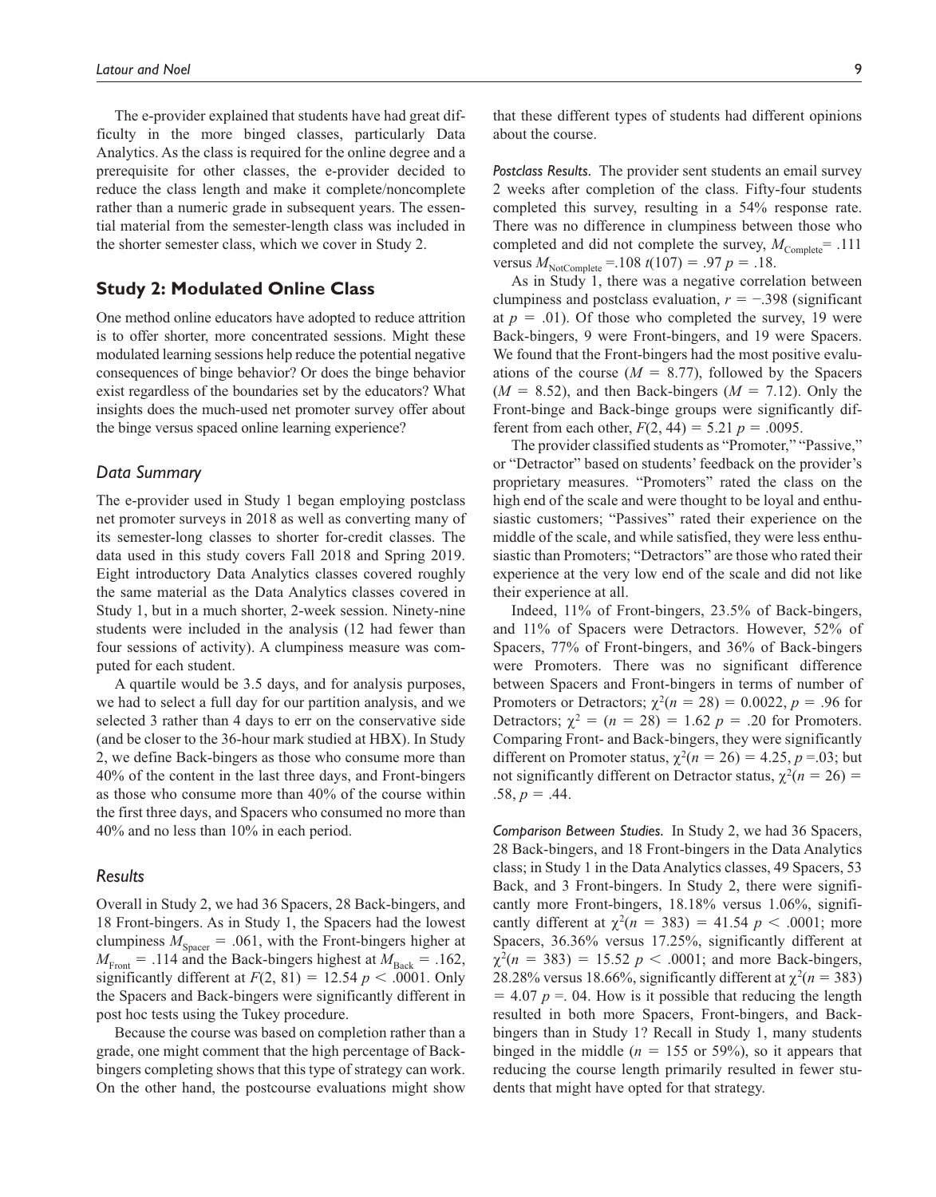The e-provider explained that students have had great difficulty in the more binged classes, particularly Data Analytics. As the class is required for the online degree and a prerequisite for other classes, the e-provider decided to reduce the class length and make it complete/noncomplete rather than a numeric grade in subsequent years. The essential material from the semester-length class was included in the shorter semester class, which we cover in Study 2.

## Study 2: Modulated Online Class

One method online educators have adopted to reduce attrition is to offer shorter, more concentrated sessions. Might these modulated learning sessions help reduce the potential negative consequences of binge behavior? Or does the binge behavior exist regardless of the boundaries set by the educators? What insights does the much-used net promoter survey offer about the binge versus spaced online learning experience?

### *Data Summary*

The e-provider used in Study 1 began employing postclass net promoter surveys in 2018 as well as converting many of its semester-long classes to shorter for-credit classes. The data used in this study covers Fall 2018 and Spring 2019. Eight introductory Data Analytics classes covered roughly the same material as the Data Analytics classes covered in Study 1, but in a much shorter, 2-week session. Ninety-nine students were included in the analysis (12 had fewer than four sessions of activity). A clumpiness measure was computed for each student.

A quartile would be 3.5 days, and for analysis purposes, we had to select a full day for our partition analysis, and we selected 3 rather than 4 days to err on the conservative side (and be closer to the 36-hour mark studied at HBX). In Study 2, we define Back-bingers as those who consume more than 40% of the content in the last three days, and Front-bingers as those who consume more than 40% of the course within the first three days, and Spacers who consumed no more than 40% and no less than 10% in each period.

### *Results*

Overall in Study 2, we had 36 Spacers, 28 Back-bingers, and 18 Front-bingers. As in Study 1, the Spacers had the lowest clumpiness $M_{\text{Spacer}} = .061$, with the Front-bingers higher at $M_{\text{Front}} = .114$ and the Back-bingers highest at $M_{\text{Back}} = .162$, significantly different at $F(2, 81) = 12.54$ $p < .0001$. Only the Spacers and Back-bingers were significantly different in post hoc tests using the Tukey procedure.

Because the course was based on completion rather than a grade, one might comment that the high percentage of Back-bingers completing shows that this type of strategy can work. On the other hand, the postcourse evaluations might show that these different types of students had different opinions about the course.

*Postclass Results.* The provider sent students an email survey 2 weeks after completion of the class. Fifty-four students completed this survey, resulting in a 54% response rate. There was no difference in clumpiness between those who completed and did not complete the survey, $M_{\text{Complete}} = .111$ versus $M_{\text{NotComplete}} = .108$ $t(107) = .97$ $p = .18$.

As in Study 1, there was a negative correlation between clumpiness and postclass evaluation, $r = -.398$ (significant at $p = .01$). Of those who completed the survey, 19 were Back-bingers, 9 were Front-bingers, and 19 were Spacers. We found that the Front-bingers had the most positive evaluations of the course ($M = 8.77$), followed by the Spacers ($M = 8.52$), and then Back-bingers ($M = 7.12$). Only the Front-binge and Back-binge groups were significantly different from each other, $F(2, 44) = 5.21$ $p = .0095$.

The provider classified students as "Promoter," "Passive," or "Detractor" based on students' feedback on the provider's proprietary measures. "Promoters" rated the class on the high end of the scale and were thought to be loyal and enthusiastic customers; "Passives" rated their experience on the middle of the scale, and while satisfied, they were less enthusiastic than Promoters; "Detractors" are those who rated their experience at the very low end of the scale and did not like their experience at all.

Indeed, 11% of Front-bingers, 23.5% of Back-bingers, and 11% of Spacers were Detractors. However, 52% of Spacers, 77% of Front-bingers, and 36% of Back-bingers were Promoters. There was no significant difference between Spacers and Front-bingers in terms of number of Promoters or Detractors; $\chi^2(n = 28) = 0.0022$, $p = .96$ for Detractors; $\chi^2 = (n = 28) = 1.62$ $p = .20$ for Promoters. Comparing Front- and Back-bingers, they were significantly different on Promoter status, $\chi^2(n = 26) = 4.25$, $p = .03$; but not significantly different on Detractor status, $\chi^2(n = 26) = .58$, $p = .44$.

*Comparison Between Studies.* In Study 2, we had 36 Spacers, 28 Back-bingers, and 18 Front-bingers in the Data Analytics class; in Study 1 in the Data Analytics classes, 49 Spacers, 53 Back, and 3 Front-bingers. In Study 2, there were significantly more Front-bingers, 18.18% versus 1.06%, significantly different at $\chi^2(n = 383) = 41.54$ $p < .0001$; more Spacers, 36.36% versus 17.25%, significantly different at $\chi^2(n = 383) = 15.52$ $p < .0001$; and more Back-bingers, 28.28% versus 18.66%, significantly different at $\chi^2(n = 383) = 4.07$ $p = .04$. How is it possible that reducing the length resulted in both more Spacers, Front-bingers, and Back-bingers than in Study 1? Recall in Study 1, many students binged in the middle ($n = 155$ or 59%), so it appears that reducing the course length primarily resulted in fewer students that might have opted for that strategy.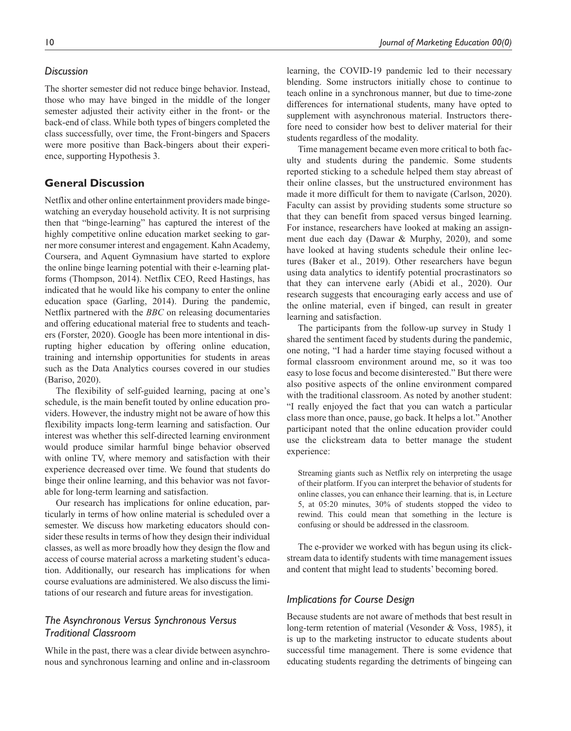### *Discussion*

The shorter semester did not reduce binge behavior. Instead, those who may have binged in the middle of the longer semester adjusted their activity either in the front- or the back-end of class. While both types of bingers completed the class successfully, over time, the Front-bingers and Spacers were more positive than Back-bingers about their experience, supporting Hypothesis 3.

## General Discussion

Netflix and other online entertainment providers made binge-watching an everyday household activity. It is not surprising then that "binge-learning" has captured the interest of the highly competitive online education market seeking to garner more consumer interest and engagement. Kahn Academy, Coursera, and Aquent Gymnasium have started to explore the online binge learning potential with their e-learning platforms (Thompson, 2014). Netflix CEO, Reed Hastings, has indicated that he would like his company to enter the online education space (Garling, 2014). During the pandemic, Netflix partnered with the *BBC* on releasing documentaries and offering educational material free to students and teachers (Forster, 2020). Google has been more intentional in disrupting higher education by offering online education, training and internship opportunities for students in areas such as the Data Analytics courses covered in our studies (Bariso, 2020).

The flexibility of self-guided learning, pacing at one's schedule, is the main benefit touted by online education providers. However, the industry might not be aware of how this flexibility impacts long-term learning and satisfaction. Our interest was whether this self-directed learning environment would produce similar harmful binge behavior observed with online TV, where memory and satisfaction with their experience decreased over time. We found that students do binge their online learning, and this behavior was not favorable for long-term learning and satisfaction.

Our research has implications for online education, particularly in terms of how online material is scheduled over a semester. We discuss how marketing educators should consider these results in terms of how they design their individual classes, as well as more broadly how they design the flow and access of course material across a marketing student's education. Additionally, our research has implications for when course evaluations are administered. We also discuss the limitations of our research and future areas for investigation.

### *The Asynchronous Versus Synchronous Versus Traditional Classroom*

While in the past, there was a clear divide between asynchronous and synchronous learning and online and in-classroom learning, the COVID-19 pandemic led to their necessary blending. Some instructors initially chose to continue to teach online in a synchronous manner, but due to time-zone differences for international students, many have opted to supplement with asynchronous material. Instructors therefore need to consider how best to deliver material for their students regardless of the modality.

Time management became even more critical to both faculty and students during the pandemic. Some students reported sticking to a schedule helped them stay abreast of their online classes, but the unstructured environment has made it more difficult for them to navigate (Carlson, 2020). Faculty can assist by providing students some structure so that they can benefit from spaced versus binged learning. For instance, researchers have looked at making an assignment due each day (Dawar & Murphy, 2020), and some have looked at having students schedule their online lectures (Baker et al., 2019). Other researchers have begun using data analytics to identify potential procrastinators so that they can intervene early (Abidi et al., 2020). Our research suggests that encouraging early access and use of the online material, even if binged, can result in greater learning and satisfaction.

The participants from the follow-up survey in Study 1 shared the sentiment faced by students during the pandemic, one noting, "I had a harder time staying focused without a formal classroom environment around me, so it was too easy to lose focus and become disinterested." But there were also positive aspects of the online environment compared with the traditional classroom. As noted by another student: "I really enjoyed the fact that you can watch a particular class more than once, pause, go back. It helps a lot." Another participant noted that the online education provider could use the clickstream data to better manage the student experience:

> Streaming giants such as Netflix rely on interpreting the usage of their platform. If you can interpret the behavior of students for online classes, you can enhance their learning. that is, in Lecture 5, at 05:20 minutes, 30% of students stopped the video to rewind. This could mean that something in the lecture is confusing or should be addressed in the classroom.

The e-provider we worked with has begun using its clickstream data to identify students with time management issues and content that might lead to students' becoming bored.

### *Implications for Course Design*

Because students are not aware of methods that best result in long-term retention of material (Vesonder & Voss, 1985), it is up to the marketing instructor to educate students about successful time management. There is some evidence that educating students regarding the detriments of bingeing can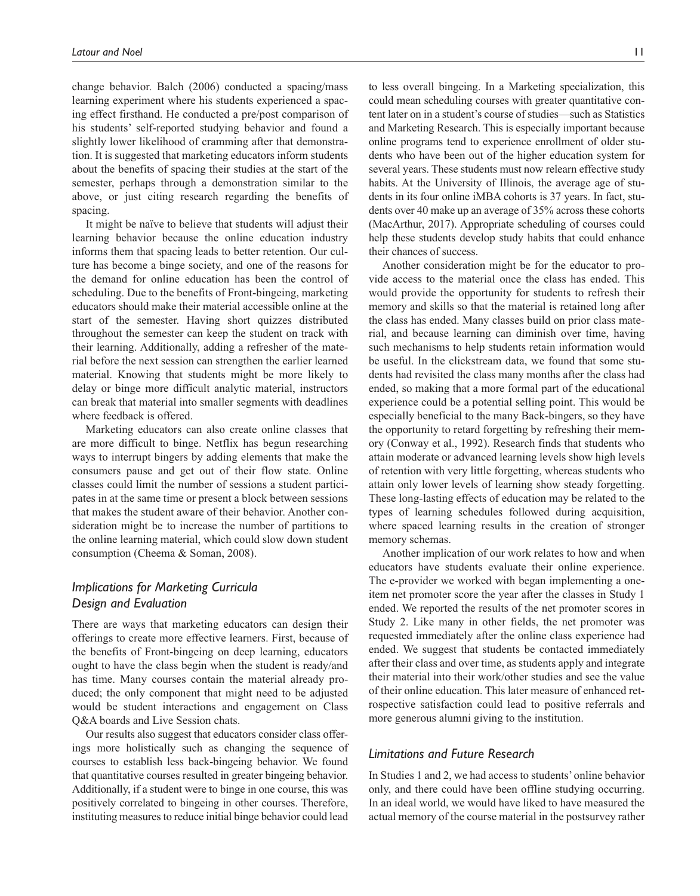change behavior. Balch (2006) conducted a spacing/mass learning experiment where his students experienced a spacing effect firsthand. He conducted a pre/post comparison of his students' self-reported studying behavior and found a slightly lower likelihood of cramming after that demonstration. It is suggested that marketing educators inform students about the benefits of spacing their studies at the start of the semester, perhaps through a demonstration similar to the above, or just citing research regarding the benefits of spacing.

It might be naïve to believe that students will adjust their learning behavior because the online education industry informs them that spacing leads to better retention. Our culture has become a binge society, and one of the reasons for the demand for online education has been the control of scheduling. Due to the benefits of Front-bingeing, marketing educators should make their material accessible online at the start of the semester. Having short quizzes distributed throughout the semester can keep the student on track with their learning. Additionally, adding a refresher of the material before the next session can strengthen the earlier learned material. Knowing that students might be more likely to delay or binge more difficult analytic material, instructors can break that material into smaller segments with deadlines where feedback is offered.

Marketing educators can also create online classes that are more difficult to binge. Netflix has begun researching ways to interrupt bingers by adding elements that make the consumers pause and get out of their flow state. Online classes could limit the number of sessions a student participates in at the same time or present a block between sessions that makes the student aware of their behavior. Another consideration might be to increase the number of partitions to the online learning material, which could slow down student consumption (Cheema & Soman, 2008).

## *Implications for Marketing Curricula Design and Evaluation*

There are ways that marketing educators can design their offerings to create more effective learners. First, because of the benefits of Front-bingeing on deep learning, educators ought to have the class begin when the student is ready/and has time. Many courses contain the material already produced; the only component that might need to be adjusted would be student interactions and engagement on Class Q&A boards and Live Session chats.

Our results also suggest that educators consider class offerings more holistically such as changing the sequence of courses to establish less back-bingeing behavior. We found that quantitative courses resulted in greater bingeing behavior. Additionally, if a student were to binge in one course, this was positively correlated to bingeing in other courses. Therefore, instituting measures to reduce initial binge behavior could lead to less overall bingeing. In a Marketing specialization, this could mean scheduling courses with greater quantitative content later on in a student's course of studies—such as Statistics and Marketing Research. This is especially important because online programs tend to experience enrollment of older students who have been out of the higher education system for several years. These students must now relearn effective study habits. At the University of Illinois, the average age of students in its four online iMBA cohorts is 37 years. In fact, students over 40 make up an average of 35% across these cohorts (MacArthur, 2017). Appropriate scheduling of courses could help these students develop study habits that could enhance their chances of success.

Another consideration might be for the educator to provide access to the material once the class has ended. This would provide the opportunity for students to refresh their memory and skills so that the material is retained long after the class has ended. Many classes build on prior class material, and because learning can diminish over time, having such mechanisms to help students retain information would be useful. In the clickstream data, we found that some students had revisited the class many months after the class had ended, so making that a more formal part of the educational experience could be a potential selling point. This would be especially beneficial to the many Back-bingers, so they have the opportunity to retard forgetting by refreshing their memory (Conway et al., 1992). Research finds that students who attain moderate or advanced learning levels show high levels of retention with very little forgetting, whereas students who attain only lower levels of learning show steady forgetting. These long-lasting effects of education may be related to the types of learning schedules followed during acquisition, where spaced learning results in the creation of stronger memory schemas.

Another implication of our work relates to how and when educators have students evaluate their online experience. The e-provider we worked with began implementing a one-item net promoter score the year after the classes in Study 1 ended. We reported the results of the net promoter scores in Study 2. Like many in other fields, the net promoter was requested immediately after the online class experience had ended. We suggest that students be contacted immediately after their class and over time, as students apply and integrate their material into their work/other studies and see the value of their online education. This later measure of enhanced retrospective satisfaction could lead to positive referrals and more generous alumni giving to the institution.

## *Limitations and Future Research*

In Studies 1 and 2, we had access to students' online behavior only, and there could have been offline studying occurring. In an ideal world, we would have liked to have measured the actual memory of the course material in the postsurvey rather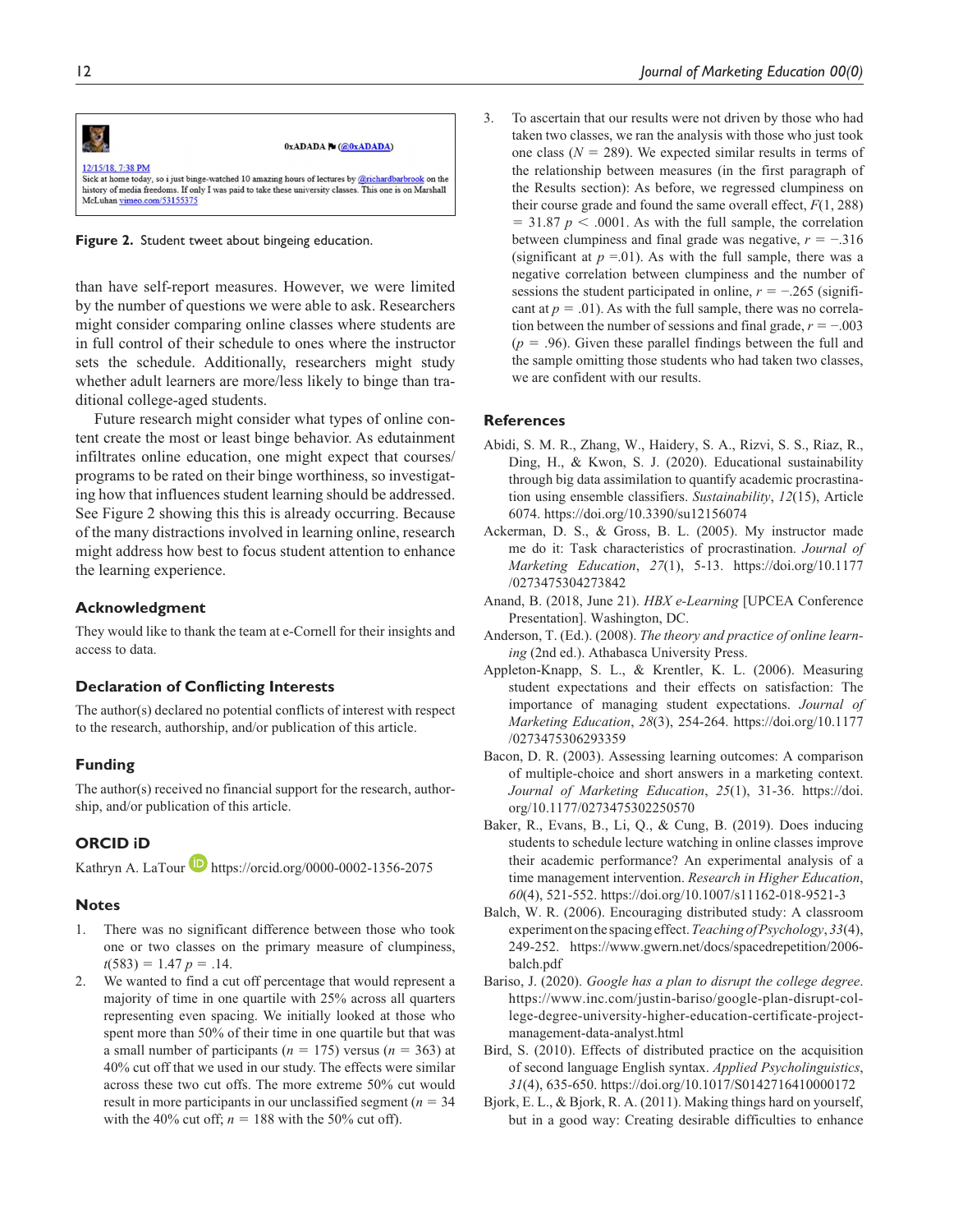0xADADA (@0xADADA)

12/15/18, 7:38 PM

Sick at home today, so i just binge-watched 10 amazing hours of lectures by @richardbarbrook on the history of media freedoms. If only I was paid to take these university classes. This one is on Marshall McLuhan vimeo.com/53155375

**Figure 2.** Student tweet about bingeing education.

than have self-report measures. However, we were limited by the number of questions we were able to ask. Researchers might consider comparing online classes where students are in full control of their schedule to ones where the instructor sets the schedule. Additionally, researchers might study whether adult learners are more/less likely to binge than traditional college-aged students.

Future research might consider what types of online content create the most or least binge behavior. As edutainment infiltrates online education, one might expect that courses/programs to be rated on their binge worthiness, so investigating how that influences student learning should be addressed. See Figure 2 showing this this is already occurring. Because of the many distractions involved in learning online, research might address how best to focus student attention to enhance the learning experience.

### Acknowledgment

They would like to thank the team at e-Cornell for their insights and access to data.

### Declaration of Conflicting Interests

The author(s) declared no potential conflicts of interest with respect to the research, authorship, and/or publication of this article.

### Funding

The author(s) received no financial support for the research, authorship, and/or publication of this article.

### ORCID iD

Kathryn A. LaTour https://orcid.org/0000-0002-1356-2075

### Notes

1. There was no significant difference between those who took one or two classes on the primary measure of clumpiness, $t(583) = 1.47$ $p = .14$.
2. We wanted to find a cut off percentage that would represent a majority of time in one quartile with 25% across all quarters representing even spacing. We initially looked at those who spent more than 50% of their time in one quartile but that was a small number of participants ($n = 175$) versus ($n = 363$) at 40% cut off that we used in our study. The effects were similar across these two cut offs. The more extreme 50% cut would result in more participants in our unclassified segment ($n = 34$ with the 40% cut off; $n = 188$ with the 50% cut off).
3. To ascertain that our results were not driven by those who had taken two classes, we ran the analysis with those who just took one class ($N = 289$). We expected similar results in terms of the relationship between measures (in the first paragraph of the Results section): As before, we regressed clumpiness on their course grade and found the same overall effect, $F(1, 288) = 31.87$ $p < .0001$. As with the full sample, the correlation between clumpiness and final grade was negative, $r = -.316$ (significant at $p = .01$). As with the full sample, there was a negative correlation between clumpiness and the number of sessions the student participated in online, $r = -.265$ (significant at $p = .01$). As with the full sample, there was no correlation between the number of sessions and final grade, $r = -.003$ ($p = .96$). Given these parallel findings between the full and the sample omitting those students who had taken two classes, we are confident with our results.

## References

Abidi, S. M. R., Zhang, W., Haidery, S. A., Rizvi, S. S., Riaz, R., Ding, H., & Kwon, S. J. (2020). Educational sustainability through big data assimilation to quantify academic procrastination using ensemble classifiers. *Sustainability*, *12*(15), Article 6074. https://doi.org/10.3390/su12156074

Ackerman, D. S., & Gross, B. L. (2005). My instructor made me do it: Task characteristics of procrastination. *Journal of Marketing Education*, *27*(1), 5-13. https://doi.org/10.1177/0273475304273842

Anand, B. (2018, June 21). *HBX e-Learning* [UPCEA Conference Presentation]. Washington, DC.

Anderson, T. (Ed.). (2008). *The theory and practice of online learning* (2nd ed.). Athabasca University Press.

Appleton-Knapp, S. L., & Krentler, K. L. (2006). Measuring student expectations and their effects on satisfaction: The importance of managing student expectations. *Journal of Marketing Education*, *28*(3), 254-264. https://doi.org/10.1177/0273475306293359

Bacon, D. R. (2003). Assessing learning outcomes: A comparison of multiple-choice and short answers in a marketing context. *Journal of Marketing Education*, *25*(1), 31-36. https://doi.org/10.1177/0273475302250570

Baker, R., Evans, B., Li, Q., & Cung, B. (2019). Does inducing students to schedule lecture watching in online classes improve their academic performance? An experimental analysis of a time management intervention. *Research in Higher Education*, *60*(4), 521-552. https://doi.org/10.1007/s11162-018-9521-3

Balch, W. R. (2006). Encouraging distributed study: A classroom experiment on the spacing effect. *Teaching of Psychology*, *33*(4), 249-252. https://www.gwern.net/docs/spacedrepetition/2006-balch.pdf

Bariso, J. (2020). *Google has a plan to disrupt the college degree*. https://www.inc.com/justin-bariso/google-plan-disrupt-college-degree-university-higher-education-certificate-project-management-data-analyst.html

Bird, S. (2010). Effects of distributed practice on the acquisition of second language English syntax. *Applied Psycholinguistics*, *31*(4), 635-650. https://doi.org/10.1017/S0142716410000172

Bjork, E. L., & Bjork, R. A. (2011). Making things hard on yourself, but in a good way: Creating desirable difficulties to enhance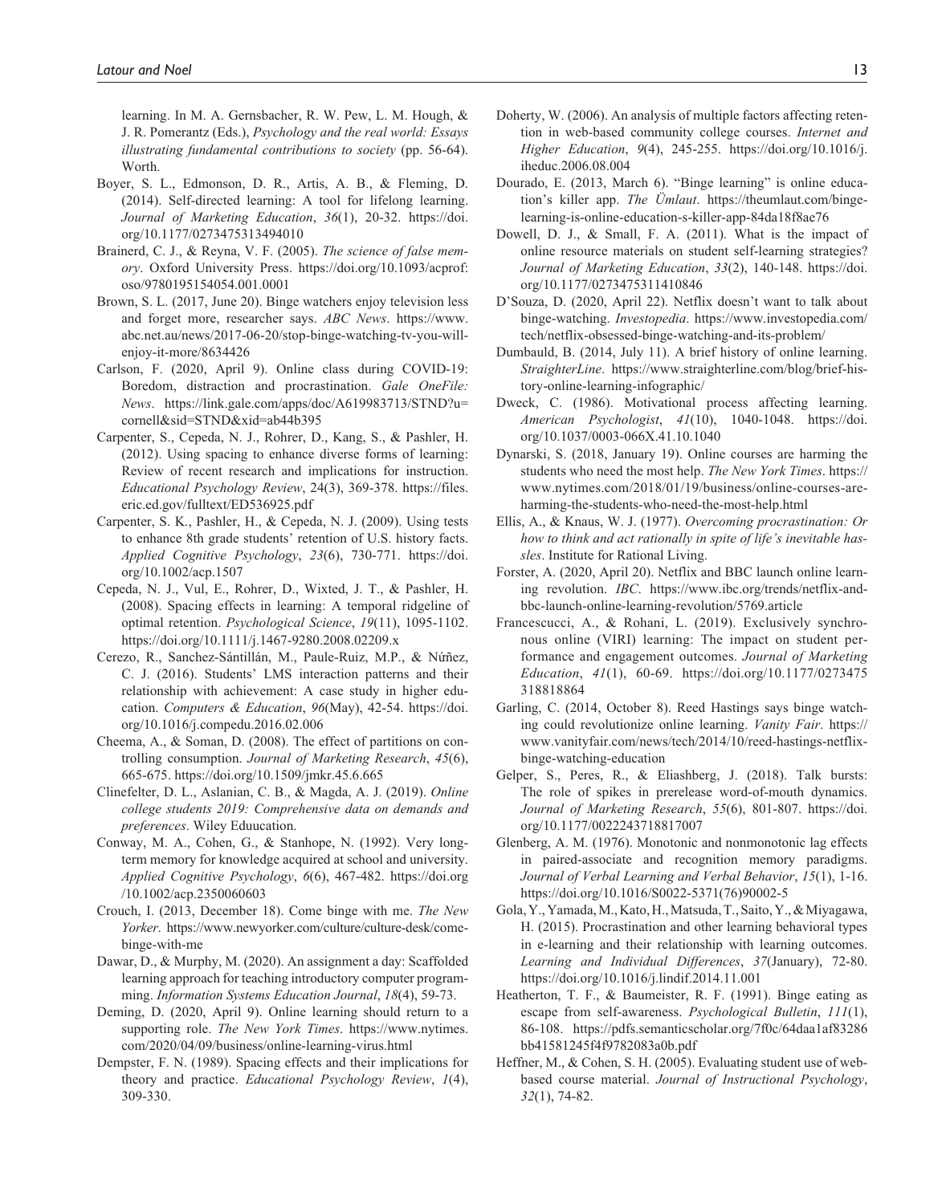learning. In M. A. Gernsbacher, R. W. Pew, L. M. Hough, & J. R. Pomerantz (Eds.), *Psychology and the real world: Essays illustrating fundamental contributions to society* (pp. 56-64). Worth.

Boyer, S. L., Edmonson, D. R., Artis, A. B., & Fleming, D. (2014). Self-directed learning: A tool for lifelong learning. *Journal of Marketing Education*, *36*(1), 20-32. https://doi.org/10.1177/0273475313494010

Brainerd, C. J., & Reyna, V. F. (2005). *The science of false memory*. Oxford University Press. https://doi.org/10.1093/acprof:oso/9780195154054.001.0001

Brown, S. L. (2017, June 20). Binge watchers enjoy television less and forget more, researcher says. *ABC News*. https://www.abc.net.au/news/2017-06-20/stop-binge-watching-tv-you-will-enjoy-it-more/8634426

Carlson, F. (2020, April 9). Online class during COVID-19: Boredom, distraction and procrastination. *Gale OneFile: News*. https://link.gale.com/apps/doc/A619983713/STND?u=cornell&sid=STND&xid=ab44b395

Carpenter, S., Cepeda, N. J., Rohrer, D., Kang, S., & Pashler, H. (2012). Using spacing to enhance diverse forms of learning: Review of recent research and implications for instruction. *Educational Psychology Review*, 24(3), 369-378. https://files.eric.ed.gov/fulltext/ED536925.pdf

Carpenter, S. K., Pashler, H., & Cepeda, N. J. (2009). Using tests to enhance 8th grade students' retention of U.S. history facts. *Applied Cognitive Psychology*, *23*(6), 730-771. https://doi.org/10.1002/acp.1507

Cepeda, N. J., Vul, E., Rohrer, D., Wixted, J. T., & Pashler, H. (2008). Spacing effects in learning: A temporal ridgeline of optimal retention. *Psychological Science*, *19*(11), 1095-1102. https://doi.org/10.1111/j.1467-9280.2008.02209.x

Cerezo, R., Sanchez-Sántillán, M., Paule-Ruiz, M.P., & Núñez, C. J. (2016). Students' LMS interaction patterns and their relationship with achievement: A case study in higher education. *Computers & Education*, *96*(May), 42-54. https://doi.org/10.1016/j.compedu.2016.02.006

Cheema, A., & Soman, D. (2008). The effect of partitions on controlling consumption. *Journal of Marketing Research*, *45*(6), 665-675. https://doi.org/10.1509/jmkr.45.6.665

Clinefelter, D. L., Aslanian, C. B., & Magda, A. J. (2019). *Online college students 2019: Comprehensive data on demands and preferences*. Wiley Eduucation.

Conway, M. A., Cohen, G., & Stanhope, N. (1992). Very long-term memory for knowledge acquired at school and university. *Applied Cognitive Psychology*, *6*(6), 467-482. https://doi.org/10.1002/acp.2350060603

Crouch, I. (2013, December 18). Come binge with me. *The New Yorker*. https://www.newyorker.com/culture/culture-desk/come-binge-with-me

Dawar, D., & Murphy, M. (2020). An assignment a day: Scaffolded learning approach for teaching introductory computer programming. *Information Systems Education Journal*, *18*(4), 59-73.

Deming, D. (2020, April 9). Online learning should return to a supporting role. *The New York Times*. https://www.nytimes.com/2020/04/09/business/online-learning-virus.html

Dempster, F. N. (1989). Spacing effects and their implications for theory and practice. *Educational Psychology Review*, *1*(4), 309-330.

Doherty, W. (2006). An analysis of multiple factors affecting retention in web-based community college courses. *Internet and Higher Education*, *9*(4), 245-255. https://doi.org/10.1016/j.iheduc.2006.08.004

Dourado, E. (2013, March 6). "Binge learning" is online education's killer app. *The Ümlaut*. https://theumlaut.com/binge-learning-is-online-education-s-killer-app-84da18f8ae76

Dowell, D. J., & Small, F. A. (2011). What is the impact of online resource materials on student self-learning strategies? *Journal of Marketing Education*, *33*(2), 140-148. https://doi.org/10.1177/0273475311410846

D'Souza, D. (2020, April 22). Netflix doesn't want to talk about binge-watching. *Investopedia*. https://www.investopedia.com/tech/netflix-obsessed-binge-watching-and-its-problem/

Dumbauld, B. (2014, July 11). A brief history of online learning. *StraighterLine*. https://www.straighterline.com/blog/brief-history-online-learning-infographic/

Dweck, C. (1986). Motivational process affecting learning. *American Psychologist*, *41*(10), 1040-1048. https://doi.org/10.1037/0003-066X.41.10.1040

Dynarski, S. (2018, January 19). Online courses are harming the students who need the most help. *The New York Times*. https://www.nytimes.com/2018/01/19/business/online-courses-are-harming-the-students-who-need-the-most-help.html

Ellis, A., & Knaus, W. J. (1977). *Overcoming procrastination: Or how to think and act rationally in spite of life's inevitable hassles*. Institute for Rational Living.

Forster, A. (2020, April 20). Netflix and BBC launch online learning revolution. *IBC*. https://www.ibc.org/trends/netflix-and-bbc-launch-online-learning-revolution/5769.article

Francescucci, A., & Rohani, L. (2019). Exclusively synchronous online (VIRI) learning: The impact on student performance and engagement outcomes. *Journal of Marketing Education*, *41*(1), 60-69. https://doi.org/10.1177/0273475318818864

Garling, C. (2014, October 8). Reed Hastings says binge watching could revolutionize online learning. *Vanity Fair*. https://www.vanityfair.com/news/tech/2014/10/reed-hastings-netflix-binge-watching-education

Gelper, S., Peres, R., & Eliashberg, J. (2018). Talk bursts: The role of spikes in prerelease word-of-mouth dynamics. *Journal of Marketing Research*, *55*(6), 801-807. https://doi.org/10.1177/0022243718817007

Glenberg, A. M. (1976). Monotonic and nonmonotonic lag effects in paired-associate and recognition memory paradigms. *Journal of Verbal Learning and Verbal Behavior*, *15*(1), 1-16. https://doi.org/10.1016/S0022-5371(76)90002-5

Gola, Y., Yamada, M., Kato, H., Matsuda, T., Saito, Y., & Miyagawa, H. (2015). Procrastination and other learning behavioral types in e-learning and their relationship with learning outcomes. *Learning and Individual Differences*, *37*(January), 72-80. https://doi.org/10.1016/j.lindif.2014.11.001

Heatherton, T. F., & Baumeister, R. F. (1991). Binge eating as escape from self-awareness. *Psychological Bulletin*, *111*(1), 86-108. https://pdfs.semanticscholar.org/7f0c/64daa1af83286bb41581245f4f9782083a0b.pdf

Heffner, M., & Cohen, S. H. (2005). Evaluating student use of web-based course material. *Journal of Instructional Psychology*, *32*(1), 74-82.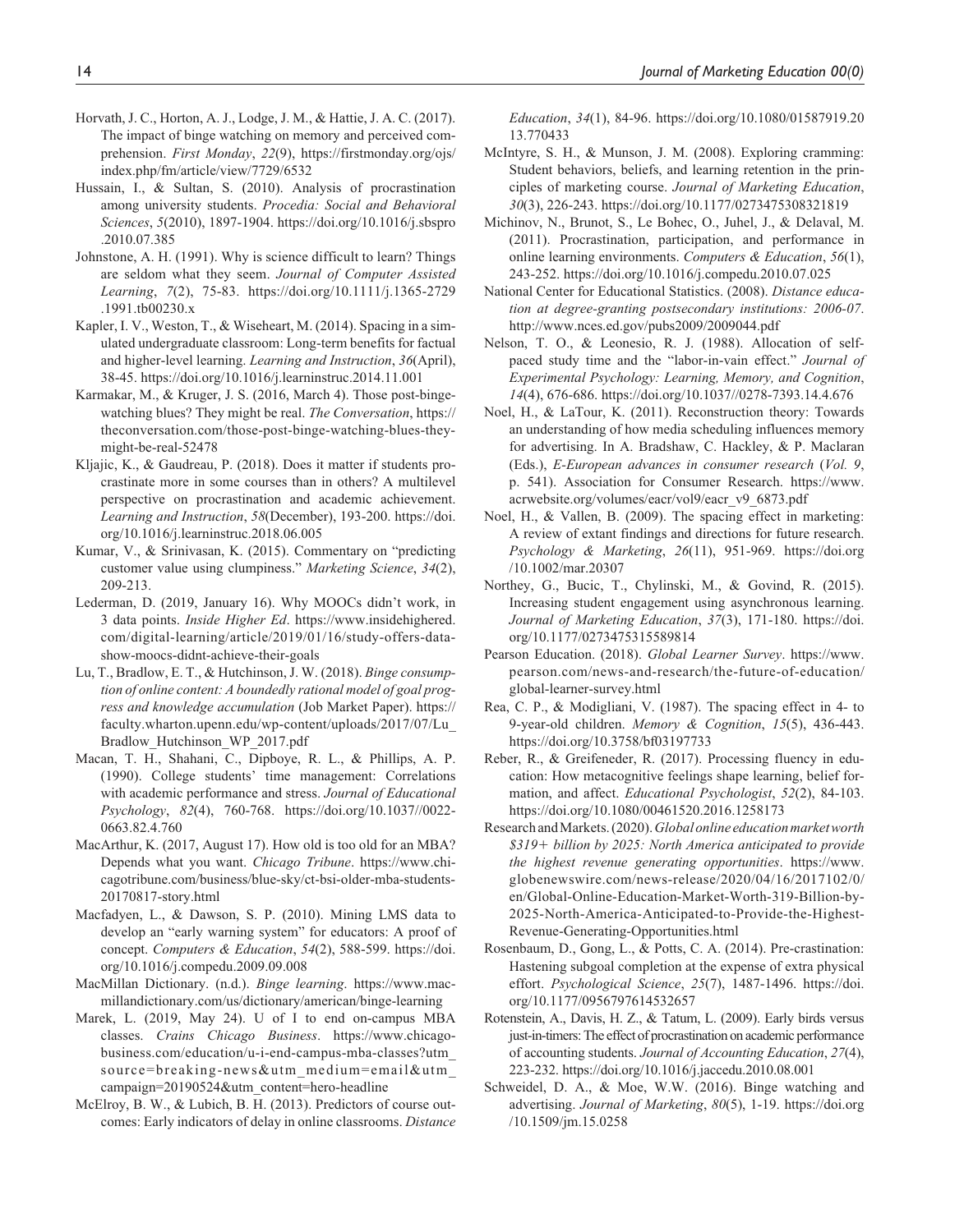Horvath, J. C., Horton, A. J., Lodge, J. M., & Hattie, J. A. C. (2017). The impact of binge watching on memory and perceived comprehension. *First Monday*, *22*(9), https://firstmonday.org/ojs/index.php/fm/article/view/7729/6532

Hussain, I., & Sultan, S. (2010). Analysis of procrastination among university students. *Procedia: Social and Behavioral Sciences*, *5*(2010), 1897-1904. https://doi.org/10.1016/j.sbspro.2010.07.385

Johnstone, A. H. (1991). Why is science difficult to learn? Things are seldom what they seem. *Journal of Computer Assisted Learning*, *7*(2), 75-83. https://doi.org/10.1111/j.1365-2729.1991.tb00230.x

Kapler, I. V., Weston, T., & Wiseheart, M. (2014). Spacing in a simulated undergraduate classroom: Long-term benefits for factual and higher-level learning. *Learning and Instruction*, *36*(April), 38-45. https://doi.org/10.1016/j.learninstruc.2014.11.001

Karmakar, M., & Kruger, J. S. (2016, March 4). Those post-binge-watching blues? They might be real. *The Conversation*, https://theconversation.com/those-post-binge-watching-blues-they-might-be-real-52478

Kljajic, K., & Gaudreau, P. (2018). Does it matter if students procrastinate more in some courses than in others? A multilevel perspective on procrastination and academic achievement. *Learning and Instruction*, *58*(December), 193-200. https://doi.org/10.1016/j.learninstruc.2018.06.005

Kumar, V., & Srinivasan, K. (2015). Commentary on "predicting customer value using clumpiness." *Marketing Science*, *34*(2), 209-213.

Lederman, D. (2019, January 16). Why MOOCs didn't work, in 3 data points. *Inside Higher Ed*. https://www.insidehighered.com/digital-learning/article/2019/01/16/study-offers-data-show-moocs-didnt-achieve-their-goals

Lu, T., Bradlow, E. T., & Hutchinson, J. W. (2018). *Binge consumption of online content: A boundedly rational model of goal progress and knowledge accumulation* (Job Market Paper). https://faculty.wharton.upenn.edu/wp-content/uploads/2017/07/Lu_Bradlow_Hutchinson_WP_2017.pdf

Macan, T. H., Shahani, C., Dipboye, R. L., & Phillips, A. P. (1990). College students' time management: Correlations with academic performance and stress. *Journal of Educational Psychology*, *82*(4), 760-768. https://doi.org/10.1037//0022-0663.82.4.760

MacArthur, K. (2017, August 17). How old is too old for an MBA? Depends what you want. *Chicago Tribune*. https://www.chicagotribune.com/business/blue-sky/ct-bsi-older-mba-students-20170817-story.html

Macfadyen, L., & Dawson, S. P. (2010). Mining LMS data to develop an "early warning system" for educators: A proof of concept. *Computers & Education*, *54*(2), 588-599. https://doi.org/10.1016/j.compedu.2009.09.008

MacMillan Dictionary. (n.d.). *Binge learning*. https://www.macmillandictionary.com/us/dictionary/american/binge-learning

Marek, L. (2019, May 24). U of I to end on-campus MBA classes. *Crains Chicago Business*. https://www.chicagobusiness.com/education/u-i-end-campus-mba-classes?utm_source=breaking-news&utm_medium=email&utm_campaign=20190524&utm_content=hero-headline

McElroy, B. W., & Lubich, B. H. (2013). Predictors of course outcomes: Early indicators of delay in online classrooms. *Distance Education*, *34*(1), 84-96. https://doi.org/10.1080/01587919.2013.770433

McIntyre, S. H., & Munson, J. M. (2008). Exploring cramming: Student behaviors, beliefs, and learning retention in the principles of marketing course. *Journal of Marketing Education*, *30*(3), 226-243. https://doi.org/10.1177/0273475308321819

Michinov, N., Brunot, S., Le Bohec, O., Juhel, J., & Delaval, M. (2011). Procrastination, participation, and performance in online learning environments. *Computers & Education*, *56*(1), 243-252. https://doi.org/10.1016/j.compedu.2010.07.025

National Center for Educational Statistics. (2008). *Distance education at degree-granting postsecondary institutions: 2006-07*. http://www.nces.ed.gov/pubs2009/2009044.pdf

Nelson, T. O., & Leonesio, R. J. (1988). Allocation of self-paced study time and the "labor-in-vain effect." *Journal of Experimental Psychology: Learning, Memory, and Cognition*, *14*(4), 676-686. https://doi.org/10.1037//0278-7393.14.4.676

Noel, H., & LaTour, K. (2011). Reconstruction theory: Towards an understanding of how media scheduling influences memory for advertising. In A. Bradshaw, C. Hackley, & P. Maclaran (Eds.), *E-European advances in consumer research* (*Vol. 9*, p. 541). Association for Consumer Research. https://www.acrwebsite.org/volumes/eacr/vol9/eacr_v9_6873.pdf

Noel, H., & Vallen, B. (2009). The spacing effect in marketing: A review of extant findings and directions for future research. *Psychology & Marketing*, *26*(11), 951-969. https://doi.org/10.1002/mar.20307

Northey, G., Bucic, T., Chylinski, M., & Govind, R. (2015). Increasing student engagement using asynchronous learning. *Journal of Marketing Education*, *37*(3), 171-180. https://doi.org/10.1177/0273475315589814

Pearson Education. (2018). *Global Learner Survey*. https://www.pearson.com/news-and-research/the-future-of-education/global-learner-survey.html

Rea, C. P., & Modigliani, V. (1987). The spacing effect in 4- to 9-year-old children. *Memory & Cognition*, *15*(5), 436-443. https://doi.org/10.3758/bf03197733

Reber, R., & Greifeneder, R. (2017). Processing fluency in education: How metacognitive feelings shape learning, belief formation, and affect. *Educational Psychologist*, *52*(2), 84-103. https://doi.org/10.1080/00461520.2016.1258173

Research and Markets. (2020). *Global online education market worth $319+ billion by 2025: North America anticipated to provide the highest revenue generating opportunities*. https://www.globenewswire.com/news-release/2020/04/16/2017102/0/en/Global-Online-Education-Market-Worth-319-Billion-by-2025-North-America-Anticipated-to-Provide-the-Highest-Revenue-Generating-Opportunities.html

Rosenbaum, D., Gong, L., & Potts, C. A. (2014). Pre-crastination: Hastening subgoal completion at the expense of extra physical effort. *Psychological Science*, *25*(7), 1487-1496. https://doi.org/10.1177/0956797614532657

Rotenstein, A., Davis, H. Z., & Tatum, L. (2009). Early birds versus just-in-timers: The effect of procrastination on academic performance of accounting students. *Journal of Accounting Education*, *27*(4), 223-232. https://doi.org/10.1016/j.jaccedu.2010.08.001

Schweidel, D. A., & Moe, W.W. (2016). Binge watching and advertising. *Journal of Marketing*, *80*(5), 1-19. https://doi.org/10.1509/jm.15.0258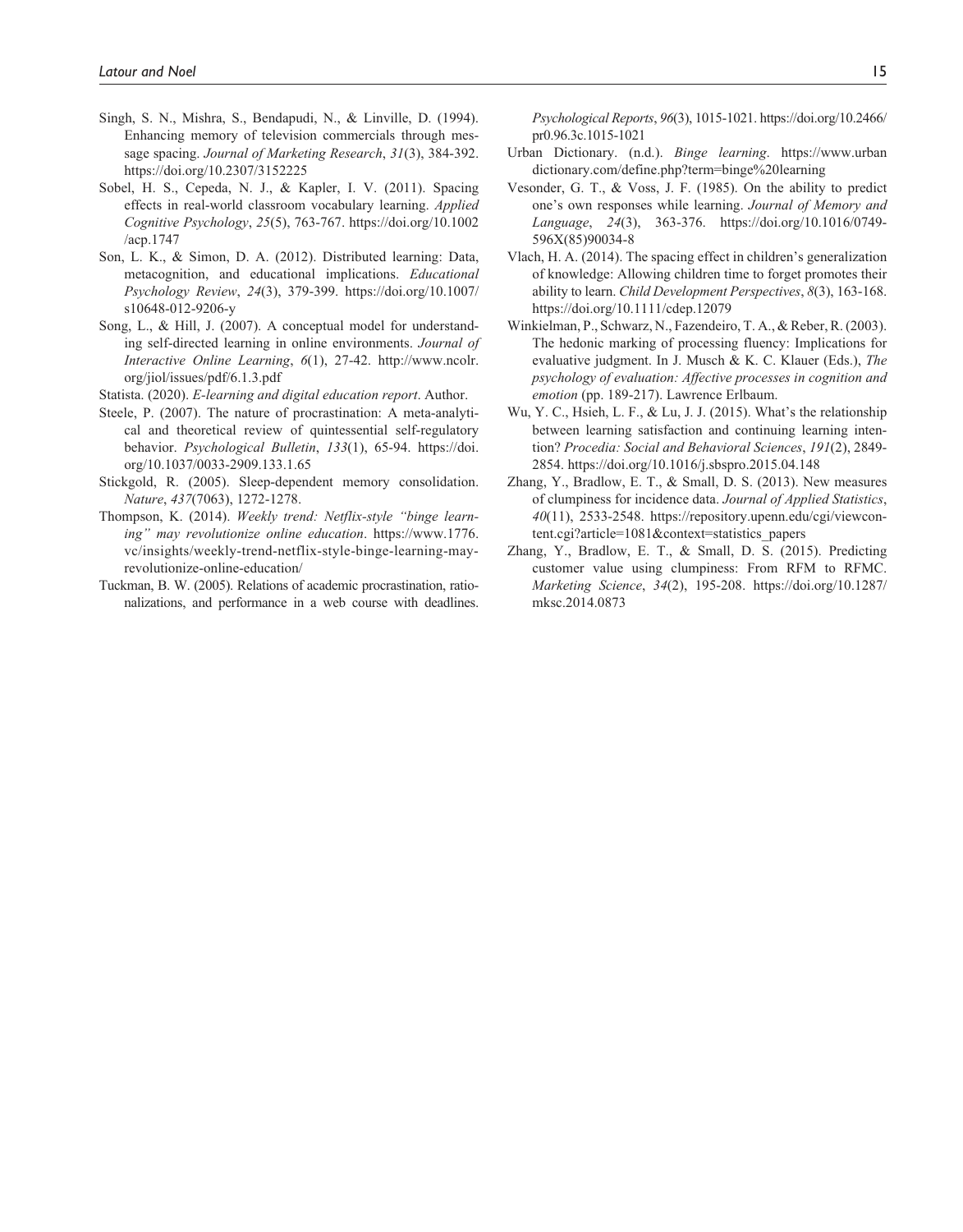Singh, S. N., Mishra, S., Bendapudi, N., & Linville, D. (1994). Enhancing memory of television commercials through message spacing. *Journal of Marketing Research*, *31*(3), 384-392. https://doi.org/10.2307/3152225

Sobel, H. S., Cepeda, N. J., & Kapler, I. V. (2011). Spacing effects in real-world classroom vocabulary learning. *Applied Cognitive Psychology*, *25*(5), 763-767. https://doi.org/10.1002/acp.1747

Son, L. K., & Simon, D. A. (2012). Distributed learning: Data, metacognition, and educational implications. *Educational Psychology Review*, *24*(3), 379-399. https://doi.org/10.1007/s10648-012-9206-y

Song, L., & Hill, J. (2007). A conceptual model for understanding self-directed learning in online environments. *Journal of Interactive Online Learning*, *6*(1), 27-42. http://www.ncolr.org/jiol/issues/pdf/6.1.3.pdf

Statista. (2020). *E-learning and digital education report*. Author.

Steele, P. (2007). The nature of procrastination: A meta-analytical and theoretical review of quintessential self-regulatory behavior. *Psychological Bulletin*, *133*(1), 65-94. https://doi.org/10.1037/0033-2909.133.1.65

Stickgold, R. (2005). Sleep-dependent memory consolidation. *Nature*, *437*(7063), 1272-1278.

Thompson, K. (2014). *Weekly trend: Netflix-style "binge learning" may revolutionize online education*. https://www.1776.vc/insights/weekly-trend-netflix-style-binge-learning-may-revolutionize-online-education/

Tuckman, B. W. (2005). Relations of academic procrastination, rationalizations, and performance in a web course with deadlines. *Psychological Reports*, *96*(3), 1015-1021. https://doi.org/10.2466/pr0.96.3c.1015-1021

Urban Dictionary. (n.d.). *Binge learning*. https://www.urbandictionary.com/define.php?term=binge%20learning

Vesonder, G. T., & Voss, J. F. (1985). On the ability to predict one's own responses while learning. *Journal of Memory and Language*, *24*(3), 363-376. https://doi.org/10.1016/0749-596X(85)90034-8

Vlach, H. A. (2014). The spacing effect in children's generalization of knowledge: Allowing children time to forget promotes their ability to learn. *Child Development Perspectives*, *8*(3), 163-168. https://doi.org/10.1111/cdep.12079

Winkielman, P., Schwarz, N., Fazendeiro, T. A., & Reber, R. (2003). The hedonic marking of processing fluency: Implications for evaluative judgment. In J. Musch & K. C. Klauer (Eds.), *The psychology of evaluation: Affective processes in cognition and emotion* (pp. 189-217). Lawrence Erlbaum.

Wu, Y. C., Hsieh, L. F., & Lu, J. J. (2015). What's the relationship between learning satisfaction and continuing learning intention? *Procedia: Social and Behavioral Sciences*, *191*(2), 2849-2854. https://doi.org/10.1016/j.sbspro.2015.04.148

Zhang, Y., Bradlow, E. T., & Small, D. S. (2013). New measures of clumpiness for incidence data. *Journal of Applied Statistics*, *40*(11), 2533-2548. https://repository.upenn.edu/cgi/viewcontent.cgi?article=1081&context=statistics_papers

Zhang, Y., Bradlow, E. T., & Small, D. S. (2015). Predicting customer value using clumpiness: From RFM to RFMC. *Marketing Science*, *34*(2), 195-208. https://doi.org/10.1287/mksc.2014.0873